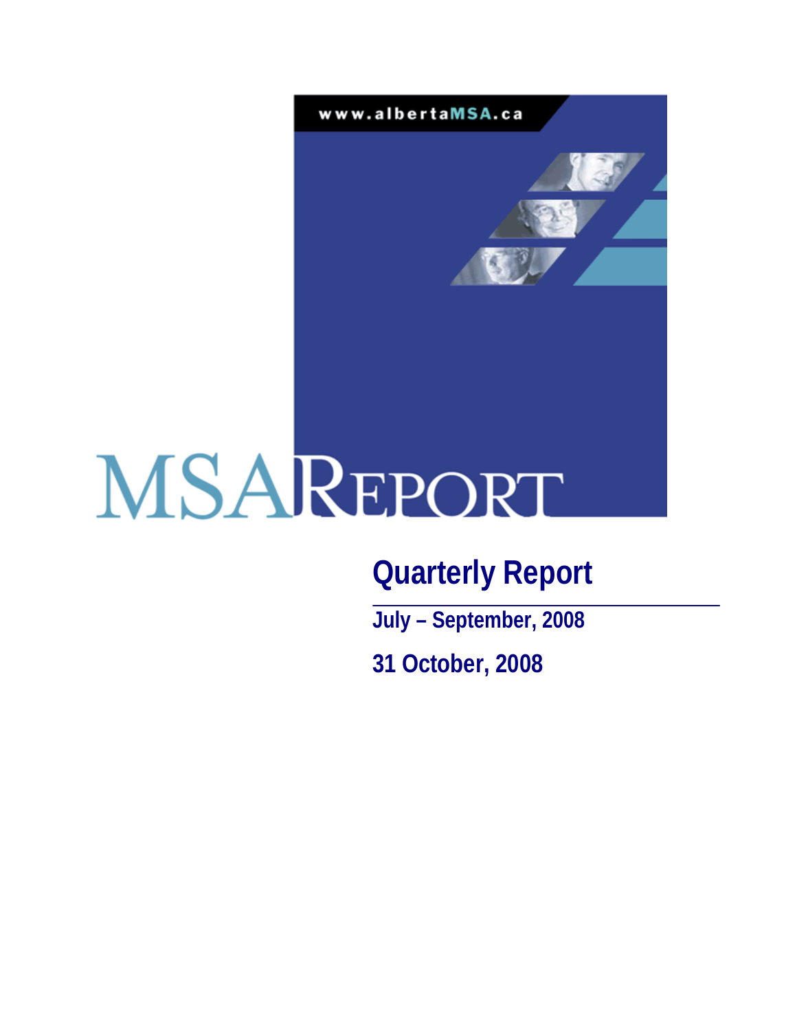www.albertaMSA.ca

# MSA REPORT

## Quarterly Report

**July – September, 2008**

**31 October, 2008**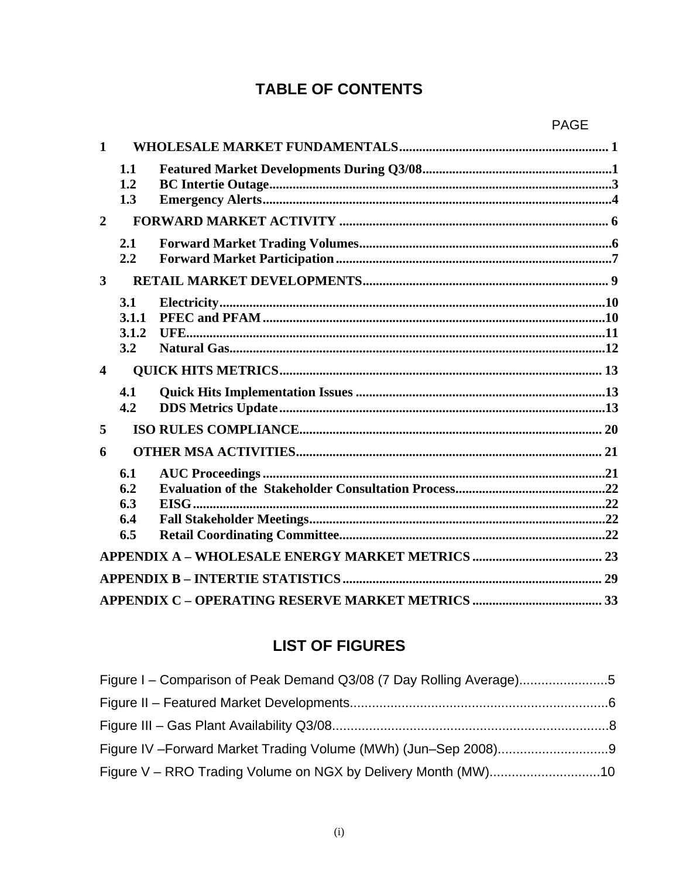# TABLE OF CONTENTS

PAGE

**1 WHOLESALE MARKET FUNDAMENTALS.............................................................. 1**

- **1.1 Featured Market Developments During Q3/08.........................................................1**
- **1.2 BC Intertie Outage......................................................................................................3**
- **1.3 Emergency Alerts........................................................................................................4**

**2 FORWARD MARKET ACTIVITY ............................................................................... 6**

- **2.1 Forward Market Trading Volumes...........................................................................6**
- **2.2 Forward Market Participation..................................................................................7**

**3 RETAIL MARKET DEVELOPMENTS......................................................................... 9**

- **3.1 Electricity..................................................................................................................10**
- **3.1.1 PFEC and PFAM......................................................................................................10**
- **3.1.2 UFE.............................................................................................................................11**
- **3.2 Natural Gas................................................................................................................12**

**4 QUICK HITS METRICS................................................................................................ 13**

- **4.1 Quick Hits Implementation Issues ..........................................................................13**
- **4.2 DDS Metrics Update.................................................................................................13**

**5 ISO RULES COMPLIANCE.......................................................................................... 20**

**6 OTHER MSA ACTIVITIES........................................................................................... 21**

- **6.1 AUC Proceedings......................................................................................................21**
- **6.2 Evaluation of the Stakeholder Consultation Process.............................................22**
- **6.3 EISG...........................................................................................................................22**
- **6.4 Fall Stakeholder Meetings........................................................................................22**
- **6.5 Retail Coordinating Committee...............................................................................22**

**APPENDIX A – WHOLESALE ENERGY MARKET METRICS ....................................... 23**

**APPENDIX B – INTERTIE STATISTICS............................................................................. 29**

**APPENDIX C – OPERATING RESERVE MARKET METRICS ....................................... 33**

# LIST OF FIGURES

Figure I – Comparison of Peak Demand Q3/08 (7 Day Rolling Average)........................5

Figure II – Featured Market Developments.......................................................................6

Figure III – Gas Plant Availability Q3/08............................................................................8

Figure IV –Forward Market Trading Volume (MWh) (Jun–Sep 2008)..............................9

Figure V – RRO Trading Volume on NGX by Delivery Month (MW)..............................10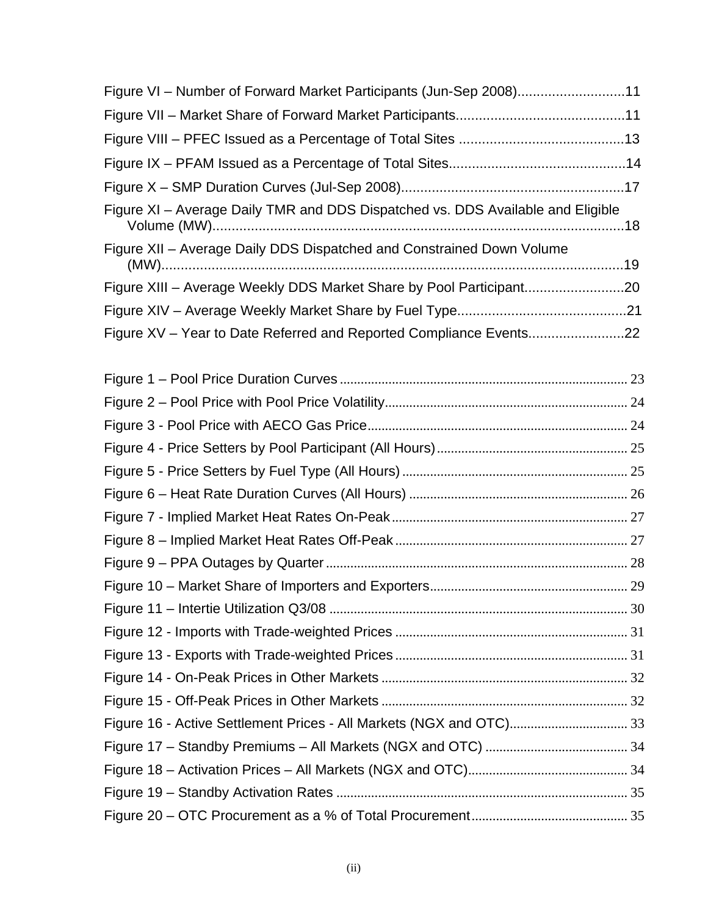Figure VI – Number of Forward Market Participants (Jun-Sep 2008)............................11

Figure VII – Market Share of Forward Market Participants............................................11

Figure VIII – PFEC Issued as a Percentage of Total Sites ...........................................13

Figure IX – PFAM Issued as a Percentage of Total Sites..............................................14

Figure X – SMP Duration Curves (Jul-Sep 2008)..........................................................17

Figure XI – Average Daily TMR and DDS Dispatched vs. DDS Available and Eligible Volume (MW)............................................................................................................18

Figure XII – Average Daily DDS Dispatched and Constrained Down Volume (MW)........................................................................................................................19

Figure XIII – Average Weekly DDS Market Share by Pool Participant..........................20

Figure XIV – Average Weekly Market Share by Fuel Type............................................21

Figure XV – Year to Date Referred and Reported Compliance Events.........................22

Figure 1 – Pool Price Duration Curves .................................................................................. 23

Figure 2 – Pool Price with Pool Price Volatility..................................................................... 24

Figure 3 - Pool Price with AECO Gas Price........................................................................... 24

Figure 4 - Price Setters by Pool Participant (All Hours)....................................................... 25

Figure 5 - Price Setters by Fuel Type (All Hours) ................................................................. 25

Figure 6 – Heat Rate Duration Curves (All Hours) ............................................................... 26

Figure 7 - Implied Market Heat Rates On-Peak.................................................................... 27

Figure 8 – Implied Market Heat Rates Off-Peak................................................................... 27

Figure 9 – PPA Outages by Quarter ....................................................................................... 28

Figure 10 – Market Share of Importers and Exporters......................................................... 29

Figure 11 – Intertie Utilization Q3/08 ..................................................................................... 30

Figure 12 - Imports with Trade-weighted Prices .................................................................. 31

Figure 13 - Exports with Trade-weighted Prices................................................................... 31

Figure 14 - On-Peak Prices in Other Markets ....................................................................... 32

Figure 15 - Off-Peak Prices in Other Markets ....................................................................... 32

Figure 16 - Active Settlement Prices - All Markets (NGX and OTC).................................. 33

Figure 17 – Standby Premiums – All Markets (NGX and OTC) ......................................... 34

Figure 18 – Activation Prices – All Markets (NGX and OTC).............................................. 34

Figure 19 – Standby Activation Rates ................................................................................... 35

Figure 20 – OTC Procurement as a % of Total Procurement............................................. 35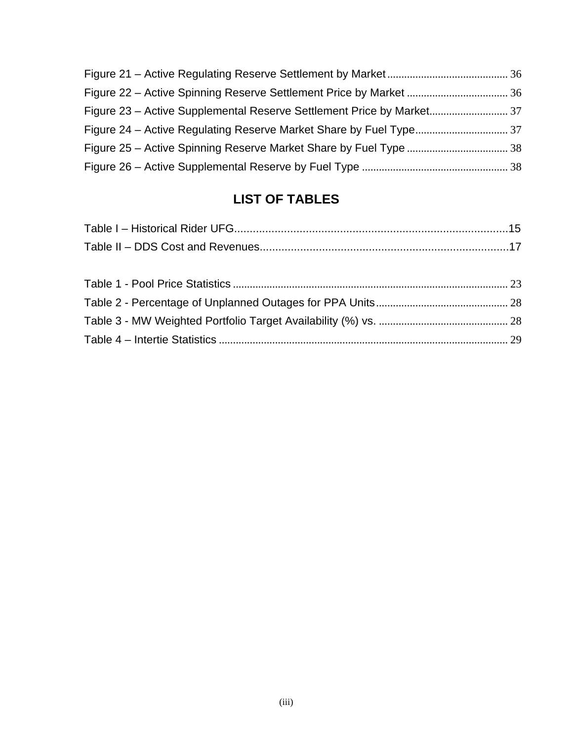Figure 21 – Active Regulating Reserve Settlement by Market .......................................... 36
Figure 22 – Active Spinning Reserve Settlement Price by Market ................................... 36
Figure 23 – Active Supplemental Reserve Settlement Price by Market............................ 37
Figure 24 – Active Regulating Reserve Market Share by Fuel Type................................ 37
Figure 25 – Active Spinning Reserve Market Share by Fuel Type ................................... 38
Figure 26 – Active Supplemental Reserve by Fuel Type .................................................. 38

## LIST OF TABLES

Table I – Historical Rider UFG........................................................................................15
Table II – DDS Cost and Revenues..................................................................................17

Table 1 - Pool Price Statistics ............................................................................................ 23
Table 2 - Percentage of Unplanned Outages for PPA Units.............................................. 28
Table 3 - MW Weighted Portfolio Target Availability (%) vs. ............................................. 28
Table 4 – Intertie Statistics ................................................................................................ 29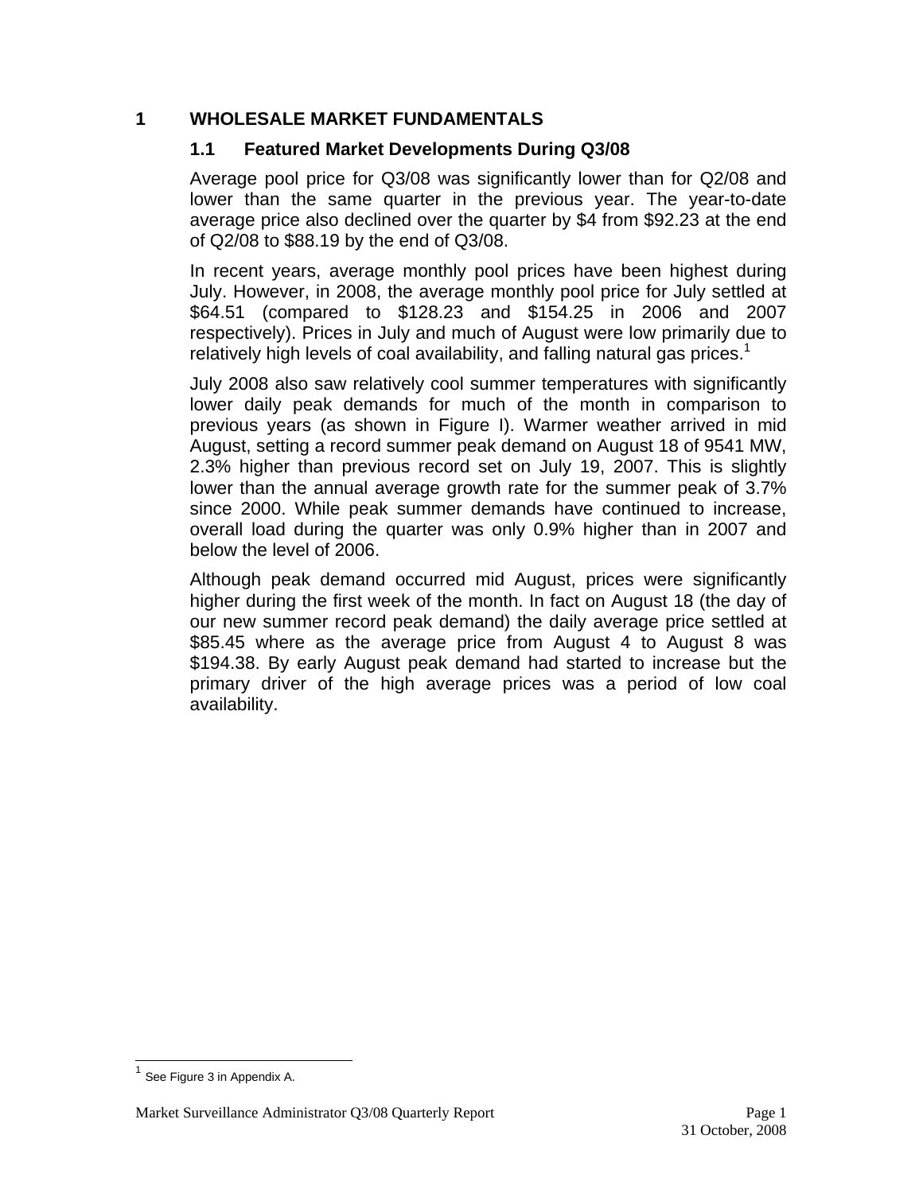# 1 WHOLESALE MARKET FUNDAMENTALS

## 1.1 Featured Market Developments During Q3/08

Average pool price for Q3/08 was significantly lower than for Q2/08 and lower than the same quarter in the previous year. The year-to-date average price also declined over the quarter by $4 from $92.23 at the end of Q2/08 to $88.19 by the end of Q3/08.

In recent years, average monthly pool prices have been highest during July. However, in 2008, the average monthly pool price for July settled at $64.51 (compared to $128.23 and $154.25 in 2006 and 2007 respectively). Prices in July and much of August were low primarily due to relatively high levels of coal availability, and falling natural gas prices.[1]

July 2008 also saw relatively cool summer temperatures with significantly lower daily peak demands for much of the month in comparison to previous years (as shown in Figure I). Warmer weather arrived in mid August, setting a record summer peak demand on August 18 of 9541 MW, 2.3% higher than previous record set on July 19, 2007. This is slightly lower than the annual average growth rate for the summer peak of 3.7% since 2000. While peak summer demands have continued to increase, overall load during the quarter was only 0.9% higher than in 2007 and below the level of 2006.

Although peak demand occurred mid August, prices were significantly higher during the first week of the month. In fact on August 18 (the day of our new summer record peak demand) the daily average price settled at $85.45 where as the average price from August 4 to August 8 was $194.38. By early August peak demand had started to increase but the primary driver of the high average prices was a period of low coal availability.

[1] See Figure 3 in Appendix A.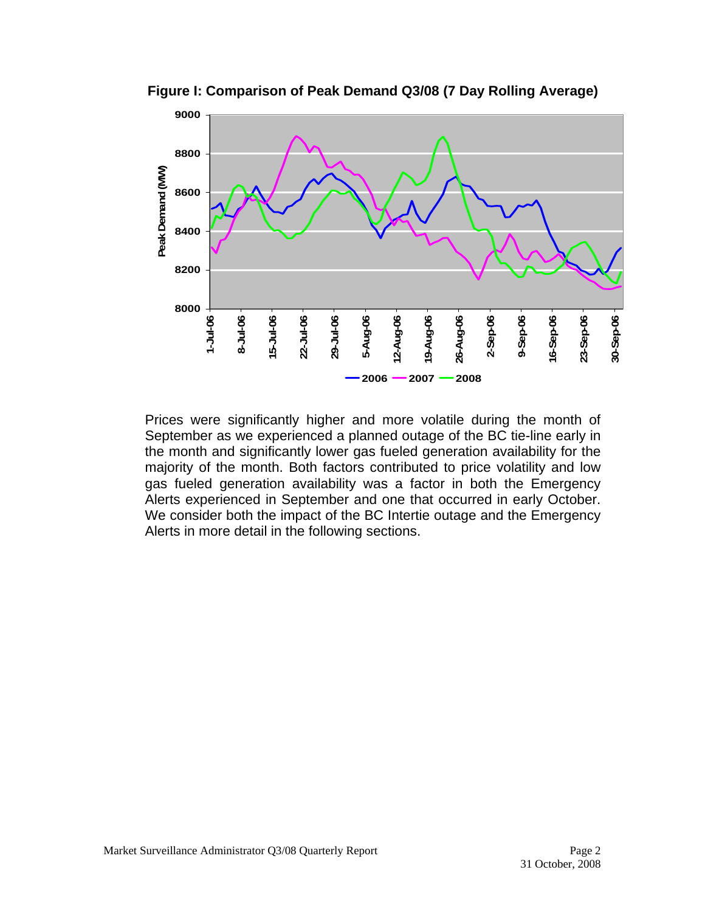**Figure I: Comparison of Peak Demand Q3/08 (7 Day Rolling Average)**

Prices were significantly higher and more volatile during the month of September as we experienced a planned outage of the BC tie-line early in the month and significantly lower gas fueled generation availability for the majority of the month. Both factors contributed to price volatility and low gas fueled generation availability was a factor in both the Emergency Alerts experienced in September and one that occurred in early October. We consider both the impact of the BC Intertie outage and the Emergency Alerts in more detail in the following sections.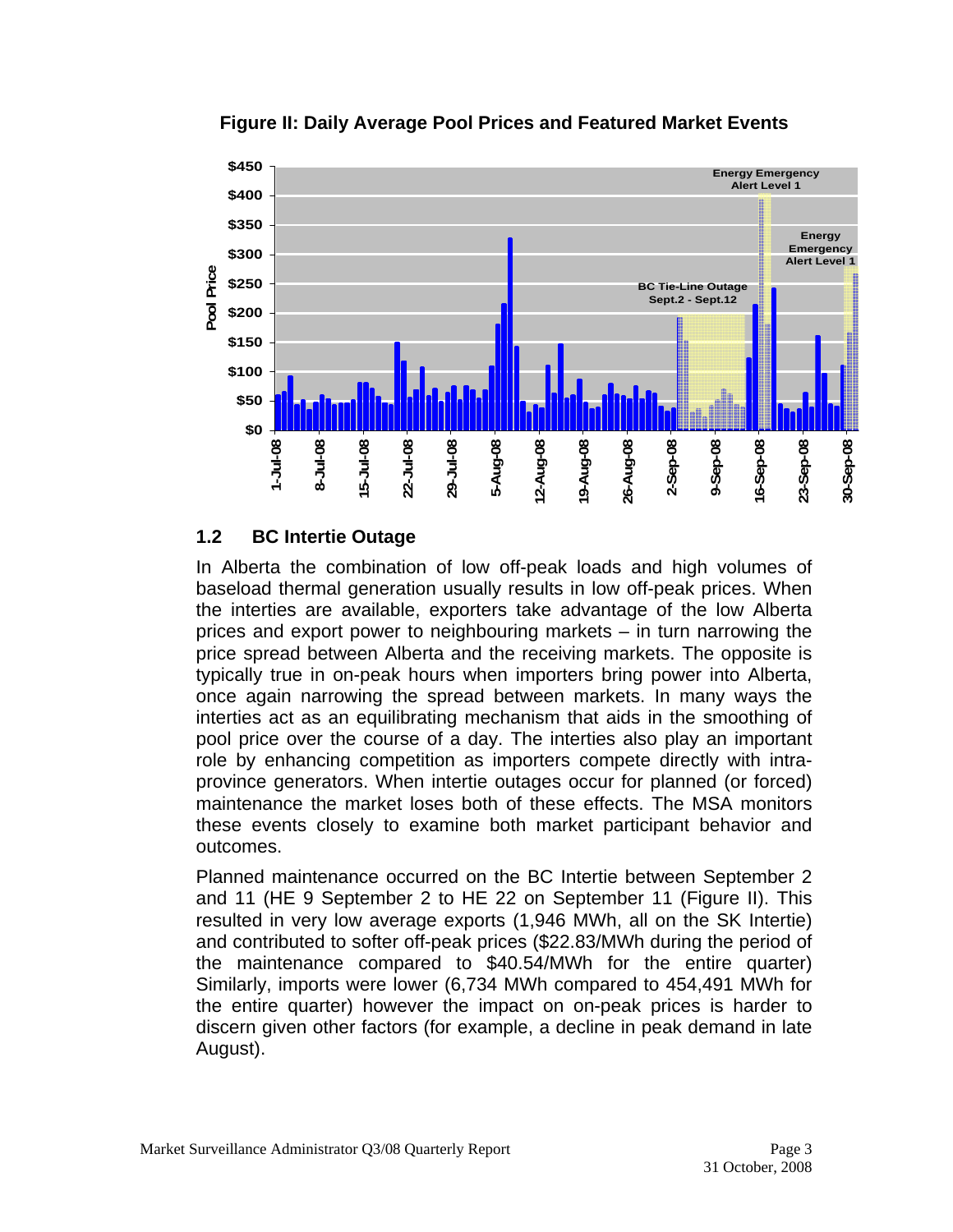**Figure II: Daily Average Pool Prices and Featured Market Events**

## 1.2 BC Intertie Outage

In Alberta the combination of low off-peak loads and high volumes of baseload thermal generation usually results in low off-peak prices. When the interties are available, exporters take advantage of the low Alberta prices and export power to neighbouring markets – in turn narrowing the price spread between Alberta and the receiving markets. The opposite is typically true in on-peak hours when importers bring power into Alberta, once again narrowing the spread between markets. In many ways the interties act as an equilibrating mechanism that aids in the smoothing of pool price over the course of a day. The interties also play an important role by enhancing competition as importers compete directly with intra-province generators. When intertie outages occur for planned (or forced) maintenance the market loses both of these effects. The MSA monitors these events closely to examine both market participant behavior and outcomes.

Planned maintenance occurred on the BC Intertie between September 2 and 11 (HE 9 September 2 to HE 22 on September 11 (Figure II). This resulted in very low average exports (1,946 MWh, all on the SK Intertie) and contributed to softer off-peak prices ($22.83/MWh during the period of the maintenance compared to $40.54/MWh for the entire quarter) Similarly, imports were lower (6,734 MWh compared to 454,491 MWh for the entire quarter) however the impact on on-peak prices is harder to discern given other factors (for example, a decline in peak demand in late August).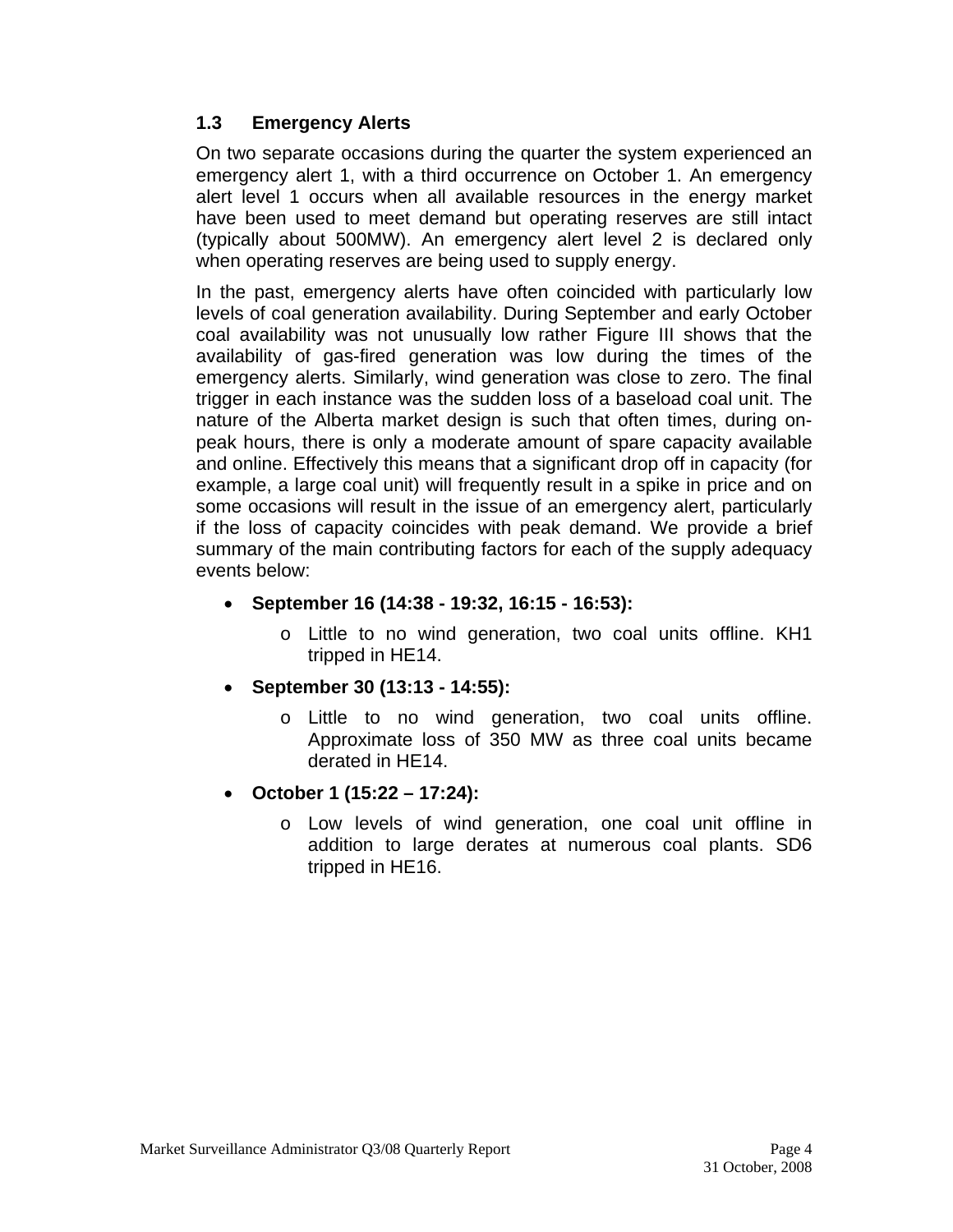### 1.3 Emergency Alerts

On two separate occasions during the quarter the system experienced an emergency alert 1, with a third occurrence on October 1. An emergency alert level 1 occurs when all available resources in the energy market have been used to meet demand but operating reserves are still intact (typically about 500MW). An emergency alert level 2 is declared only when operating reserves are being used to supply energy.

In the past, emergency alerts have often coincided with particularly low levels of coal generation availability. During September and early October coal availability was not unusually low rather Figure III shows that the availability of gas-fired generation was low during the times of the emergency alerts. Similarly, wind generation was close to zero. The final trigger in each instance was the sudden loss of a baseload coal unit. The nature of the Alberta market design is such that often times, during on-peak hours, there is only a moderate amount of spare capacity available and online. Effectively this means that a significant drop off in capacity (for example, a large coal unit) will frequently result in a spike in price and on some occasions will result in the issue of an emergency alert, particularly if the loss of capacity coincides with peak demand. We provide a brief summary of the main contributing factors for each of the supply adequacy events below:

- **September 16 (14:38 - 19:32, 16:15 - 16:53):**
  - Little to no wind generation, two coal units offline. KH1 tripped in HE14.
- **September 30 (13:13 - 14:55):**
  - Little to no wind generation, two coal units offline. Approximate loss of 350 MW as three coal units became derated in HE14.
- **October 1 (15:22 – 17:24):**
  - Low levels of wind generation, one coal unit offline in addition to large derates at numerous coal plants. SD6 tripped in HE16.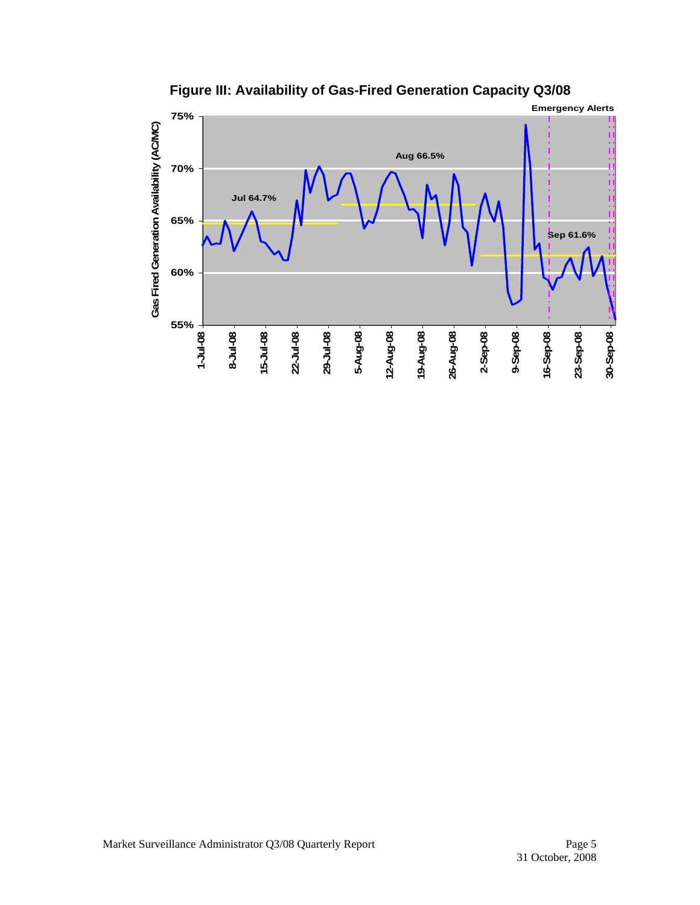**Figure III: Availability of Gas-Fired Generation Capacity Q3/08**

Emergency Alerts

Gas Fired Generation Availability (AC/MC)

75%
70%
65%
60%
55%

Jul 64.7%

Aug 66.5%

Sep 61.6%

1-Jul-08, 8-Jul-08, 15-Jul-08, 22-Jul-08, 29-Jul-08, 5-Aug-08, 12-Aug-08, 19-Aug-08, 26-Aug-08, 2-Sep-08, 9-Sep-08, 16-Sep-08, 23-Sep-08, 30-Sep-08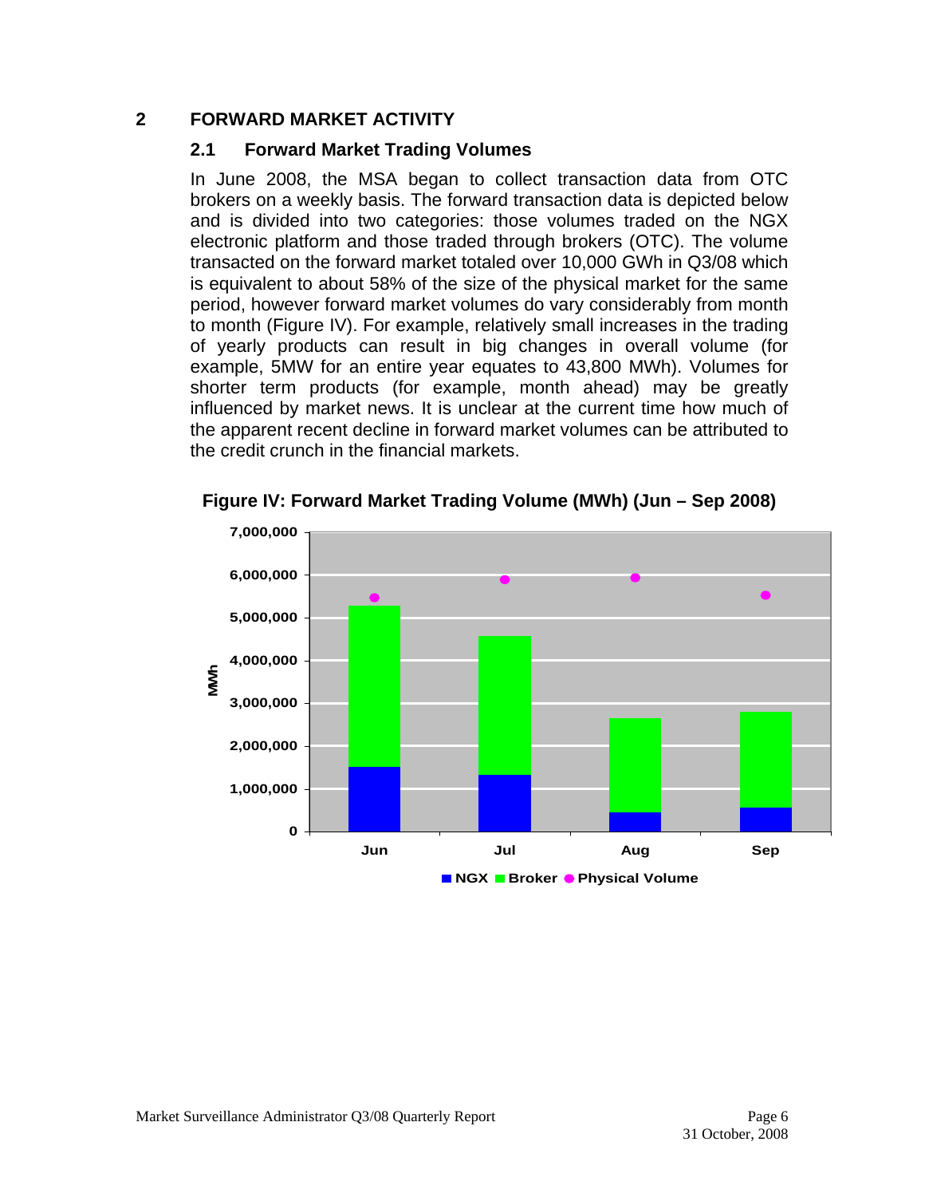# 2 FORWARD MARKET ACTIVITY

## 2.1 Forward Market Trading Volumes

In June 2008, the MSA began to collect transaction data from OTC brokers on a weekly basis. The forward transaction data is depicted below and is divided into two categories: those volumes traded on the NGX electronic platform and those traded through brokers (OTC). The volume transacted on the forward market totaled over 10,000 GWh in Q3/08 which is equivalent to about 58% of the size of the physical market for the same period, however forward market volumes do vary considerably from month to month (Figure IV). For example, relatively small increases in the trading of yearly products can result in big changes in overall volume (for example, 5MW for an entire year equates to 43,800 MWh). Volumes for shorter term products (for example, month ahead) may be greatly influenced by market news. It is unclear at the current time how much of the apparent recent decline in forward market volumes can be attributed to the credit crunch in the financial markets.

**Figure IV: Forward Market Trading Volume (MWh) (Jun – Sep 2008)**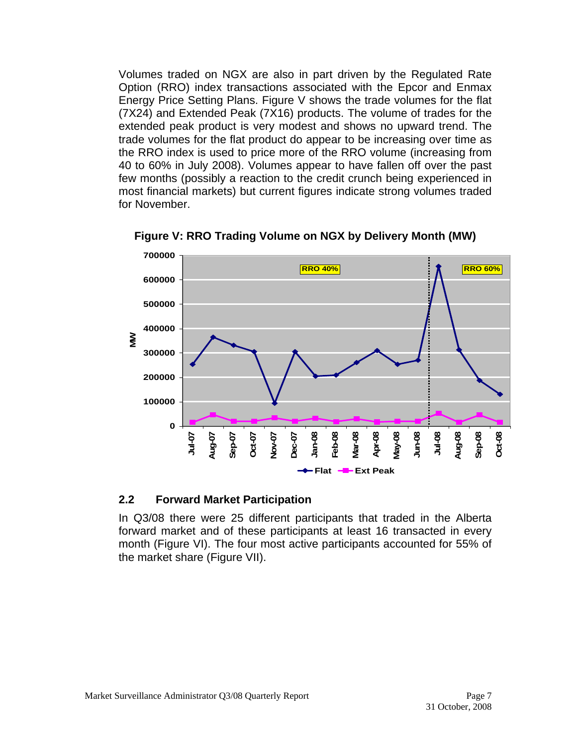Volumes traded on NGX are also in part driven by the Regulated Rate Option (RRO) index transactions associated with the Epcor and Enmax Energy Price Setting Plans. Figure V shows the trade volumes for the flat (7X24) and Extended Peak (7X16) products. The volume of trades for the extended peak product is very modest and shows no upward trend. The trade volumes for the flat product do appear to be increasing over time as the RRO index is used to price more of the RRO volume (increasing from 40 to 60% in July 2008). Volumes appear to have fallen off over the past few months (possibly a reaction to the credit crunch being experienced in most financial markets) but current figures indicate strong volumes traded for November.

**Figure V: RRO Trading Volume on NGX by Delivery Month (MW)**

## 2.2 Forward Market Participation

In Q3/08 there were 25 different participants that traded in the Alberta forward market and of these participants at least 16 transacted in every month (Figure VI). The four most active participants accounted for 55% of the market share (Figure VII).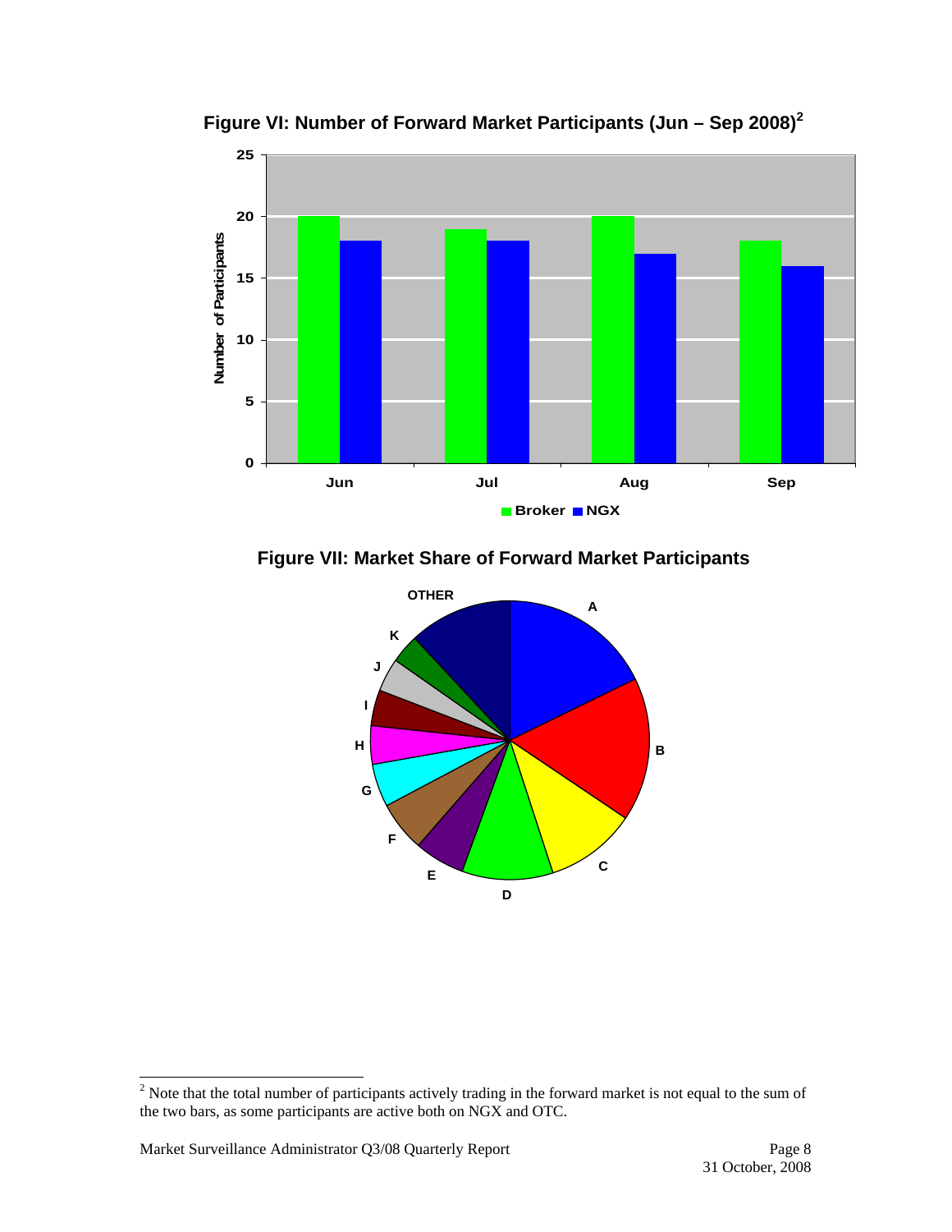**Figure VI: Number of Forward Market Participants (Jun – Sep 2008)[2]**

**Figure VII: Market Share of Forward Market Participants**

[2] Note that the total number of participants actively trading in the forward market is not equal to the sum of the two bars, as some participants are active both on NGX and OTC.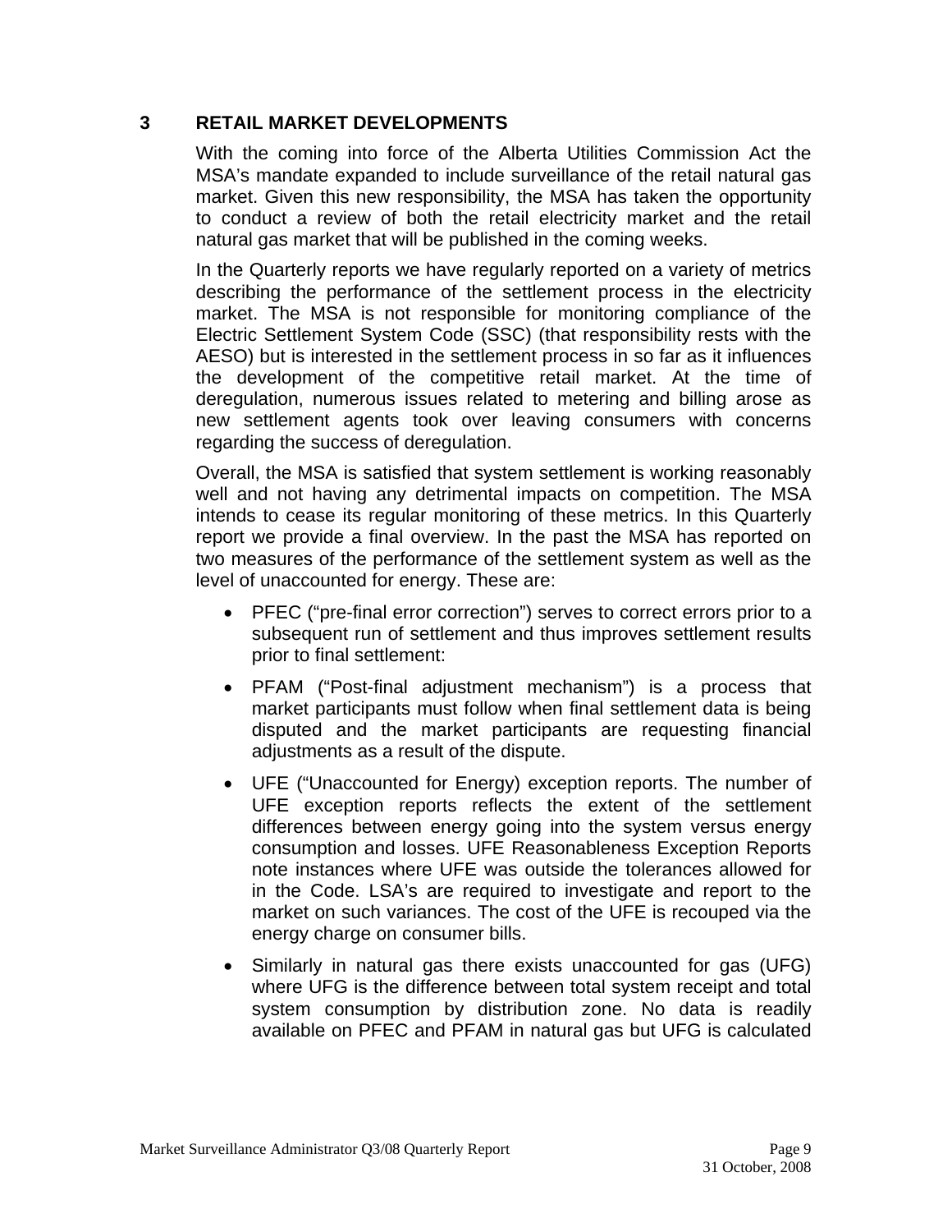# 3 RETAIL MARKET DEVELOPMENTS

With the coming into force of the Alberta Utilities Commission Act the MSA's mandate expanded to include surveillance of the retail natural gas market. Given this new responsibility, the MSA has taken the opportunity to conduct a review of both the retail electricity market and the retail natural gas market that will be published in the coming weeks.

In the Quarterly reports we have regularly reported on a variety of metrics describing the performance of the settlement process in the electricity market. The MSA is not responsible for monitoring compliance of the Electric Settlement System Code (SSC) (that responsibility rests with the AESO) but is interested in the settlement process in so far as it influences the development of the competitive retail market. At the time of deregulation, numerous issues related to metering and billing arose as new settlement agents took over leaving consumers with concerns regarding the success of deregulation.

Overall, the MSA is satisfied that system settlement is working reasonably well and not having any detrimental impacts on competition. The MSA intends to cease its regular monitoring of these metrics. In this Quarterly report we provide a final overview. In the past the MSA has reported on two measures of the performance of the settlement system as well as the level of unaccounted for energy. These are:

- PFEC ("pre-final error correction") serves to correct errors prior to a subsequent run of settlement and thus improves settlement results prior to final settlement:
- PFAM ("Post-final adjustment mechanism") is a process that market participants must follow when final settlement data is being disputed and the market participants are requesting financial adjustments as a result of the dispute.
- UFE ("Unaccounted for Energy) exception reports. The number of UFE exception reports reflects the extent of the settlement differences between energy going into the system versus energy consumption and losses. UFE Reasonableness Exception Reports note instances where UFE was outside the tolerances allowed for in the Code. LSA's are required to investigate and report to the market on such variances. The cost of the UFE is recouped via the energy charge on consumer bills.
- Similarly in natural gas there exists unaccounted for gas (UFG) where UFG is the difference between total system receipt and total system consumption by distribution zone. No data is readily available on PFEC and PFAM in natural gas but UFG is calculated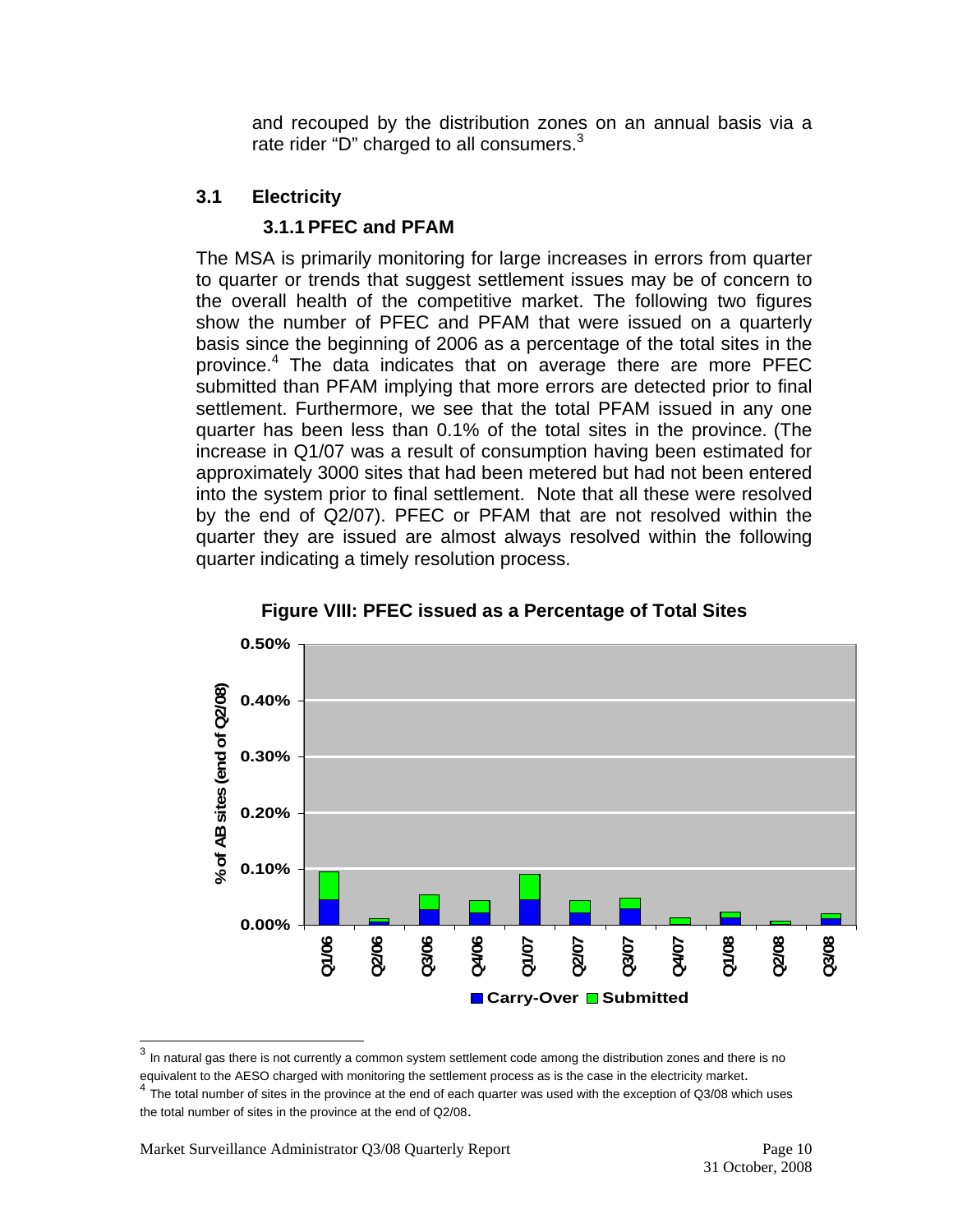and recouped by the distribution zones on an annual basis via a rate rider "D" charged to all consumers.[3]

## 3.1 Electricity

### 3.1.1 PFEC and PFAM

The MSA is primarily monitoring for large increases in errors from quarter to quarter or trends that suggest settlement issues may be of concern to the overall health of the competitive market. The following two figures show the number of PFEC and PFAM that were issued on a quarterly basis since the beginning of 2006 as a percentage of the total sites in the province.[4] The data indicates that on average there are more PFEC submitted than PFAM implying that more errors are detected prior to final settlement. Furthermore, we see that the total PFAM issued in any one quarter has been less than 0.1% of the total sites in the province. (The increase in Q1/07 was a result of consumption having been estimated for approximately 3000 sites that had been metered but had not been entered into the system prior to final settlement. Note that all these were resolved by the end of Q2/07). PFEC or PFAM that are not resolved within the quarter they are issued are almost always resolved within the following quarter indicating a timely resolution process.

**Figure VIII: PFEC issued as a Percentage of Total Sites**

[3] In natural gas there is not currently a common system settlement code among the distribution zones and there is no equivalent to the AESO charged with monitoring the settlement process as is the case in the electricity market.

[4] The total number of sites in the province at the end of each quarter was used with the exception of Q3/08 which uses the total number of sites in the province at the end of Q2/08.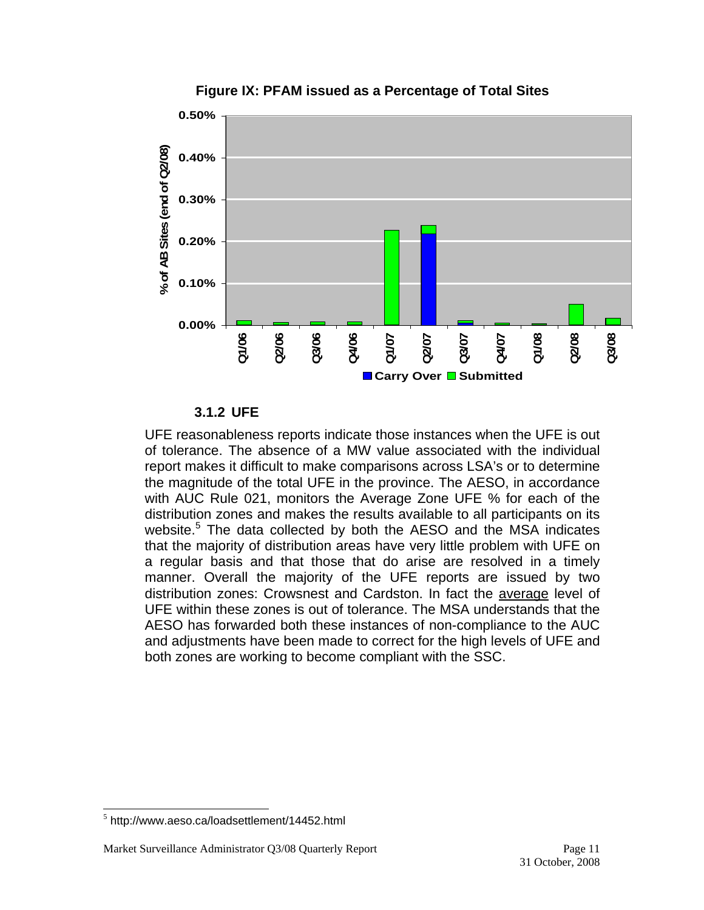**Figure IX: PFAM issued as a Percentage of Total Sites**

### 3.1.2 UFE

UFE reasonableness reports indicate those instances when the UFE is out of tolerance. The absence of a MW value associated with the individual report makes it difficult to make comparisons across LSA's or to determine the magnitude of the total UFE in the province. The AESO, in accordance with AUC Rule 021, monitors the Average Zone UFE % for each of the distribution zones and makes the results available to all participants on its website.[5] The data collected by both the AESO and the MSA indicates that the majority of distribution areas have very little problem with UFE on a regular basis and that those that do arise are resolved in a timely manner. Overall the majority of the UFE reports are issued by two distribution zones: Crowsnest and Cardston. In fact the <u>average</u> level of UFE within these zones is out of tolerance. The MSA understands that the AESO has forwarded both these instances of non-compliance to the AUC and adjustments have been made to correct for the high levels of UFE and both zones are working to become compliant with the SSC.

[5] http://www.aeso.ca/loadsettlement/14452.html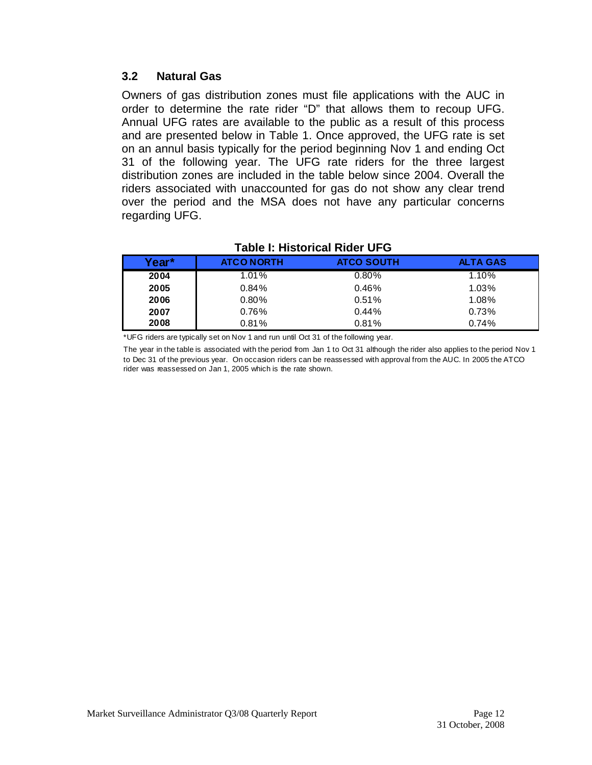### 3.2 Natural Gas

Owners of gas distribution zones must file applications with the AUC in order to determine the rate rider "D" that allows them to recoup UFG. Annual UFG rates are available to the public as a result of this process and are presented below in Table 1. Once approved, the UFG rate is set on an annul basis typically for the period beginning Nov 1 and ending Oct 31 of the following year. The UFG rate riders for the three largest distribution zones are included in the table below since 2004. Overall the riders associated with unaccounted for gas do not show any clear trend over the period and the MSA does not have any particular concerns regarding UFG.

**Table I: Historical Rider UFG**

| Year* | ATCO NORTH | ATCO SOUTH | ALTA GAS |
|---|---|---|---|
| 2004 | 1.01% | 0.80% | 1.10% |
| 2005 | 0.84% | 0.46% | 1.03% |
| 2006 | 0.80% | 0.51% | 1.08% |
| 2007 | 0.76% | 0.44% | 0.73% |
| 2008 | 0.81% | 0.81% | 0.74% |

*UFG riders are typically set on Nov 1 and run until Oct 31 of the following year.

The year in the table is associated with the period from Jan 1 to Oct 31 although the rider also applies to the period Nov 1 to Dec 31 of the previous year. On occasion riders can be reassessed with approval from the AUC. In 2005 the ATCO rider was reassessed on Jan 1, 2005 which is the rate shown.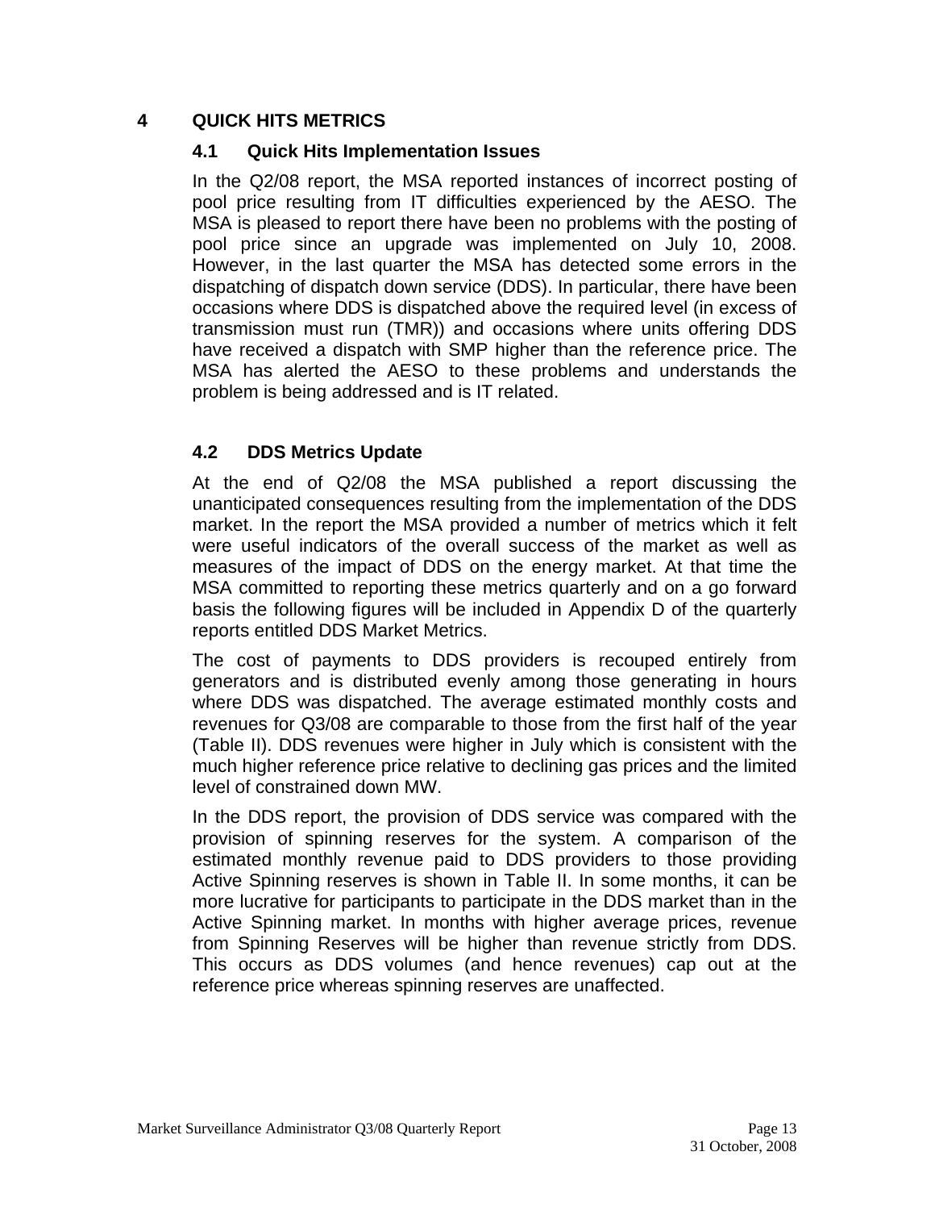# 4 QUICK HITS METRICS

## 4.1 Quick Hits Implementation Issues

In the Q2/08 report, the MSA reported instances of incorrect posting of pool price resulting from IT difficulties experienced by the AESO. The MSA is pleased to report there have been no problems with the posting of pool price since an upgrade was implemented on July 10, 2008. However, in the last quarter the MSA has detected some errors in the dispatching of dispatch down service (DDS). In particular, there have been occasions where DDS is dispatched above the required level (in excess of transmission must run (TMR)) and occasions where units offering DDS have received a dispatch with SMP higher than the reference price. The MSA has alerted the AESO to these problems and understands the problem is being addressed and is IT related.

## 4.2 DDS Metrics Update

At the end of Q2/08 the MSA published a report discussing the unanticipated consequences resulting from the implementation of the DDS market. In the report the MSA provided a number of metrics which it felt were useful indicators of the overall success of the market as well as measures of the impact of DDS on the energy market. At that time the MSA committed to reporting these metrics quarterly and on a go forward basis the following figures will be included in Appendix D of the quarterly reports entitled DDS Market Metrics.

The cost of payments to DDS providers is recouped entirely from generators and is distributed evenly among those generating in hours where DDS was dispatched. The average estimated monthly costs and revenues for Q3/08 are comparable to those from the first half of the year (Table II). DDS revenues were higher in July which is consistent with the much higher reference price relative to declining gas prices and the limited level of constrained down MW.

In the DDS report, the provision of DDS service was compared with the provision of spinning reserves for the system. A comparison of the estimated monthly revenue paid to DDS providers to those providing Active Spinning reserves is shown in Table II. In some months, it can be more lucrative for participants to participate in the DDS market than in the Active Spinning market. In months with higher average prices, revenue from Spinning Reserves will be higher than revenue strictly from DDS. This occurs as DDS volumes (and hence revenues) cap out at the reference price whereas spinning reserves are unaffected.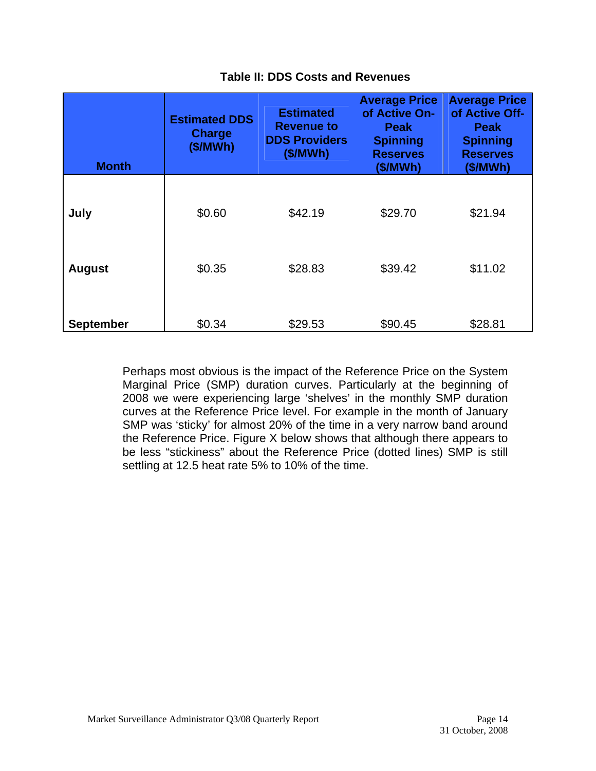**Table II: DDS Costs and Revenues**

| Month | Estimated DDS Charge ($/MWh) | Estimated Revenue to DDS Providers ($/MWh) | Average Price of Active On-Peak Spinning Reserves ($/MWh) | Average Price of Active Off-Peak Spinning Reserves ($/MWh) |
|---|---|---|---|---|
| **July** | $0.60 | $42.19 | $29.70 | $21.94 |
| **August** | $0.35 | $28.83 | $39.42 | $11.02 |
| **September** | $0.34 | $29.53 | $90.45 | $28.81 |

Perhaps most obvious is the impact of the Reference Price on the System Marginal Price (SMP) duration curves. Particularly at the beginning of 2008 we were experiencing large 'shelves' in the monthly SMP duration curves at the Reference Price level. For example in the month of January SMP was 'sticky' for almost 20% of the time in a very narrow band around the Reference Price. Figure X below shows that although there appears to be less "stickiness" about the Reference Price (dotted lines) SMP is still settling at 12.5 heat rate 5% to 10% of the time.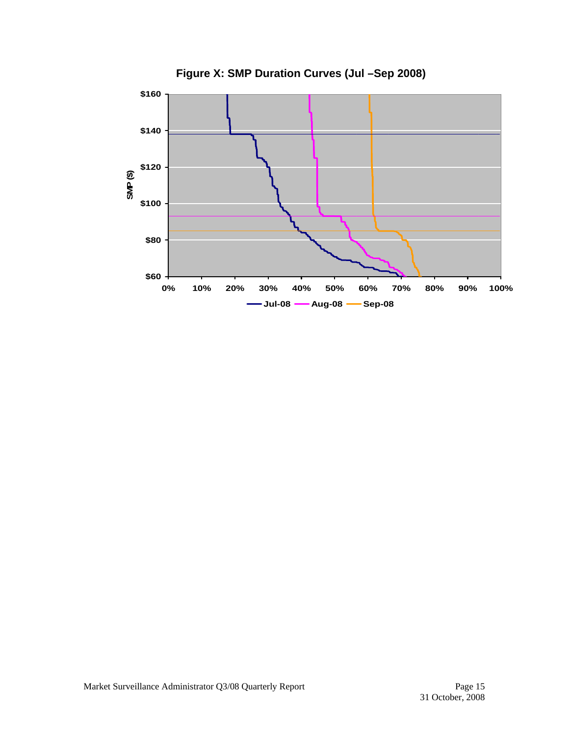**Figure X: SMP Duration Curves (Jul –Sep 2008)**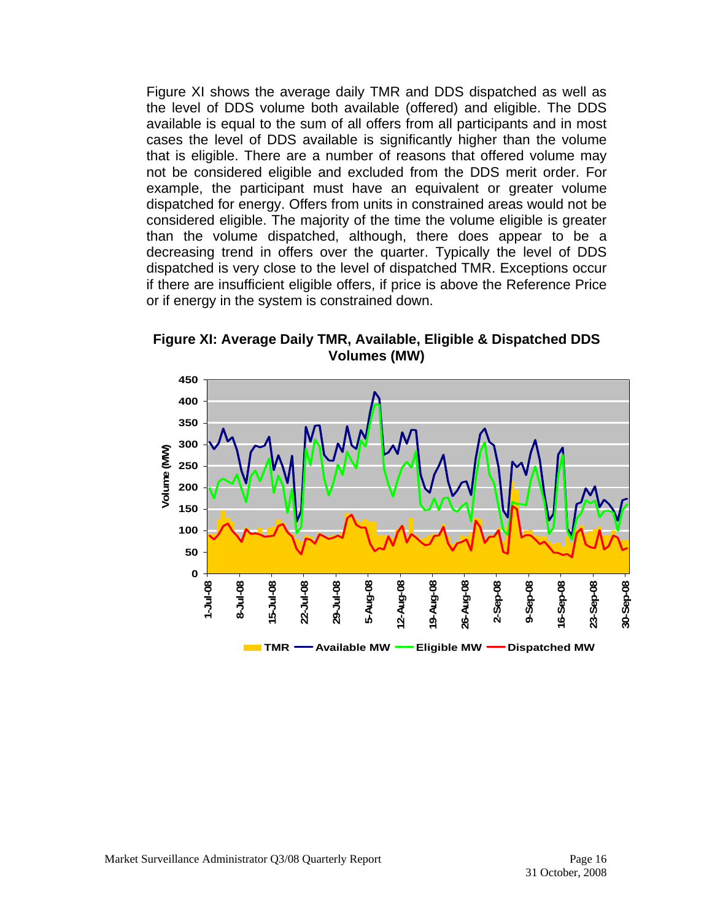Figure XI shows the average daily TMR and DDS dispatched as well as the level of DDS volume both available (offered) and eligible. The DDS available is equal to the sum of all offers from all participants and in most cases the level of DDS available is significantly higher than the volume that is eligible. There are a number of reasons that offered volume may not be considered eligible and excluded from the DDS merit order. For example, the participant must have an equivalent or greater volume dispatched for energy. Offers from units in constrained areas would not be considered eligible. The majority of the time the volume eligible is greater than the volume dispatched, although, there does appear to be a decreasing trend in offers over the quarter. Typically the level of DDS dispatched is very close to the level of dispatched TMR. Exceptions occur if there are insufficient eligible offers, if price is above the Reference Price or if energy in the system is constrained down.

**Figure XI: Average Daily TMR, Available, Eligible & Dispatched DDS Volumes (MW)**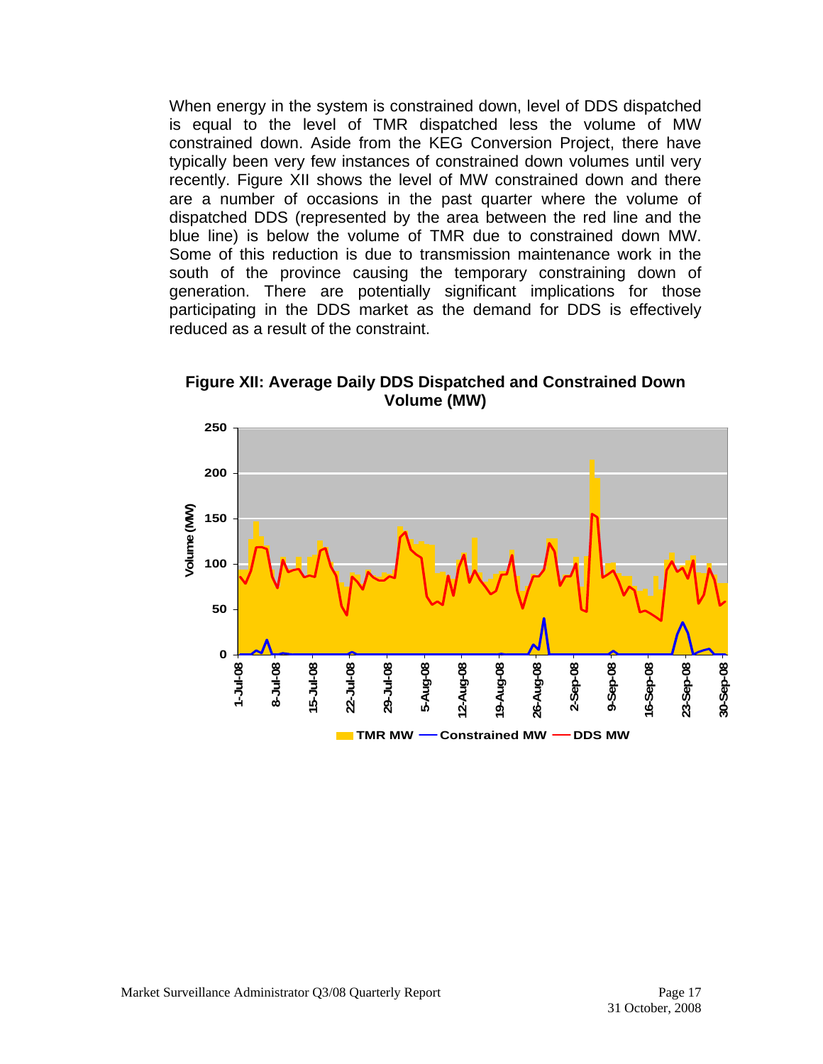When energy in the system is constrained down, level of DDS dispatched is equal to the level of TMR dispatched less the volume of MW constrained down. Aside from the KEG Conversion Project, there have typically been very few instances of constrained down volumes until very recently. Figure XII shows the level of MW constrained down and there are a number of occasions in the past quarter where the volume of dispatched DDS (represented by the area between the red line and the blue line) is below the volume of TMR due to constrained down MW. Some of this reduction is due to transmission maintenance work in the south of the province causing the temporary constraining down of generation. There are potentially significant implications for those participating in the DDS market as the demand for DDS is effectively reduced as a result of the constraint.

**Figure XII: Average Daily DDS Dispatched and Constrained Down Volume (MW)**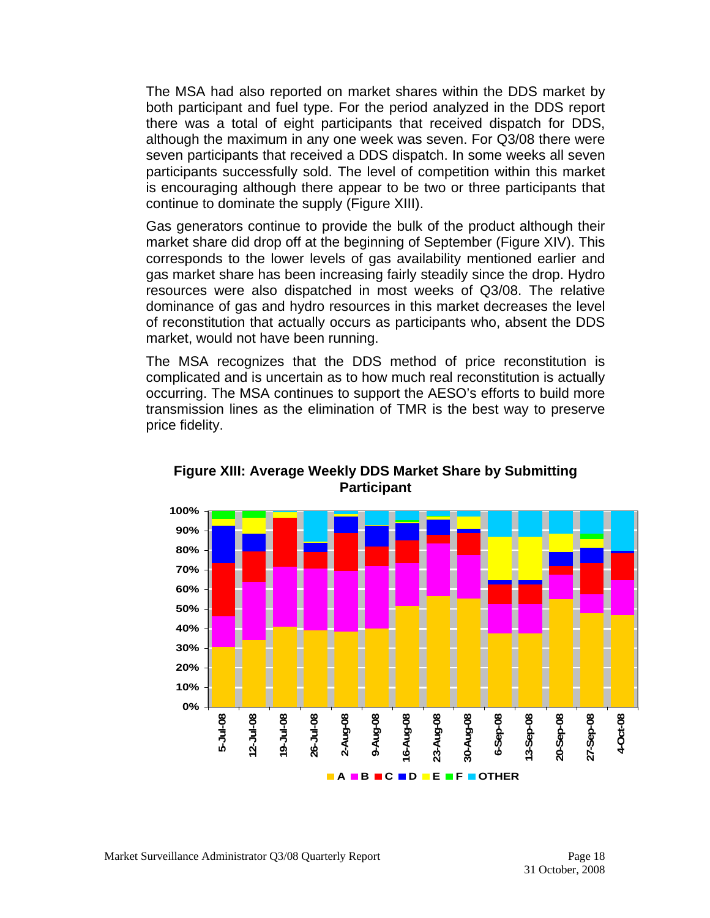The MSA had also reported on market shares within the DDS market by both participant and fuel type. For the period analyzed in the DDS report there was a total of eight participants that received dispatch for DDS, although the maximum in any one week was seven. For Q3/08 there were seven participants that received a DDS dispatch. In some weeks all seven participants successfully sold. The level of competition within this market is encouraging although there appear to be two or three participants that continue to dominate the supply (Figure XIII).

Gas generators continue to provide the bulk of the product although their market share did drop off at the beginning of September (Figure XIV). This corresponds to the lower levels of gas availability mentioned earlier and gas market share has been increasing fairly steadily since the drop. Hydro resources were also dispatched in most weeks of Q3/08. The relative dominance of gas and hydro resources in this market decreases the level of reconstitution that actually occurs as participants who, absent the DDS market, would not have been running.

The MSA recognizes that the DDS method of price reconstitution is complicated and is uncertain as to how much real reconstitution is actually occurring. The MSA continues to support the AESO's efforts to build more transmission lines as the elimination of TMR is the best way to preserve price fidelity.

**Figure XIII: Average Weekly DDS Market Share by Submitting Participant**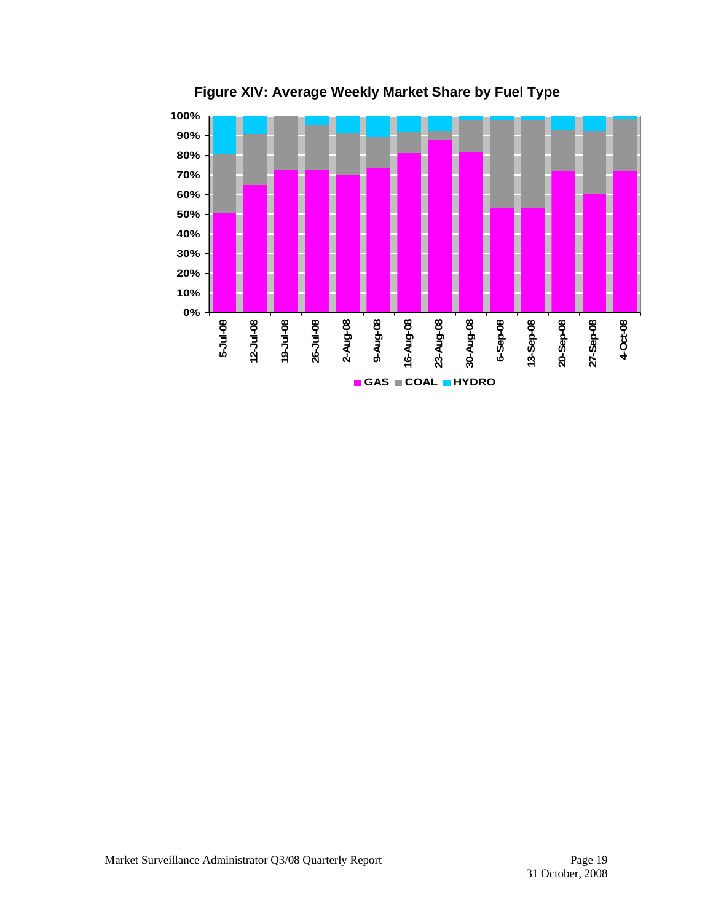**Figure XIV: Average Weekly Market Share by Fuel Type**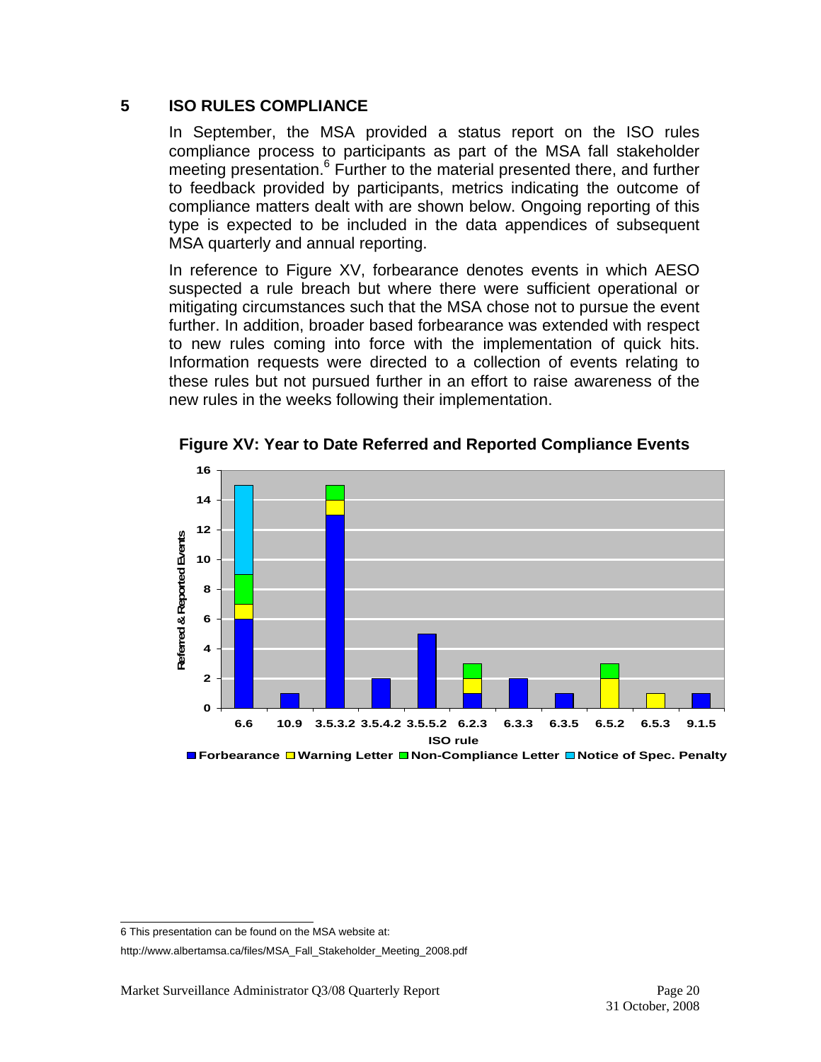## 5 ISO RULES COMPLIANCE

In September, the MSA provided a status report on the ISO rules compliance process to participants as part of the MSA fall stakeholder meeting presentation.[6] Further to the material presented there, and further to feedback provided by participants, metrics indicating the outcome of compliance matters dealt with are shown below. Ongoing reporting of this type is expected to be included in the data appendices of subsequent MSA quarterly and annual reporting.

In reference to Figure XV, forbearance denotes events in which AESO suspected a rule breach but where there were sufficient operational or mitigating circumstances such that the MSA chose not to pursue the event further. In addition, broader based forbearance was extended with respect to new rules coming into force with the implementation of quick hits. Information requests were directed to a collection of events relating to these rules but not pursued further in an effort to raise awareness of the new rules in the weeks following their implementation.

**Figure XV: Year to Date Referred and Reported Compliance Events**

| ISO rule | Forbearance | Warning Letter | Non-Compliance Letter | Notice of Spec. Penalty |
|---|---|---|---|---|
| 6.6 | 6 | 1 | 2 | 6 |
| 10.9 | 1 | | | |
| 3.5.3.2 | 13 | 1 | 1 | |
| 3.5.4.2 | 2 | | | |
| 3.5.5.2 | 5 | | | |
| 6.2.3 | 1 | 1 | 1 | |
| 6.3.3 | 2 | | | |
| 6.3.5 | 1 | | | |
| 6.5.2 | | 2 | 1 | |
| 6.5.3 | | 1 | | |
| 9.1.5 | 1 | | | |

---

6 This presentation can be found on the MSA website at:

http://www.albertamsa.ca/files/MSA_Fall_Stakeholder_Meeting_2008.pdf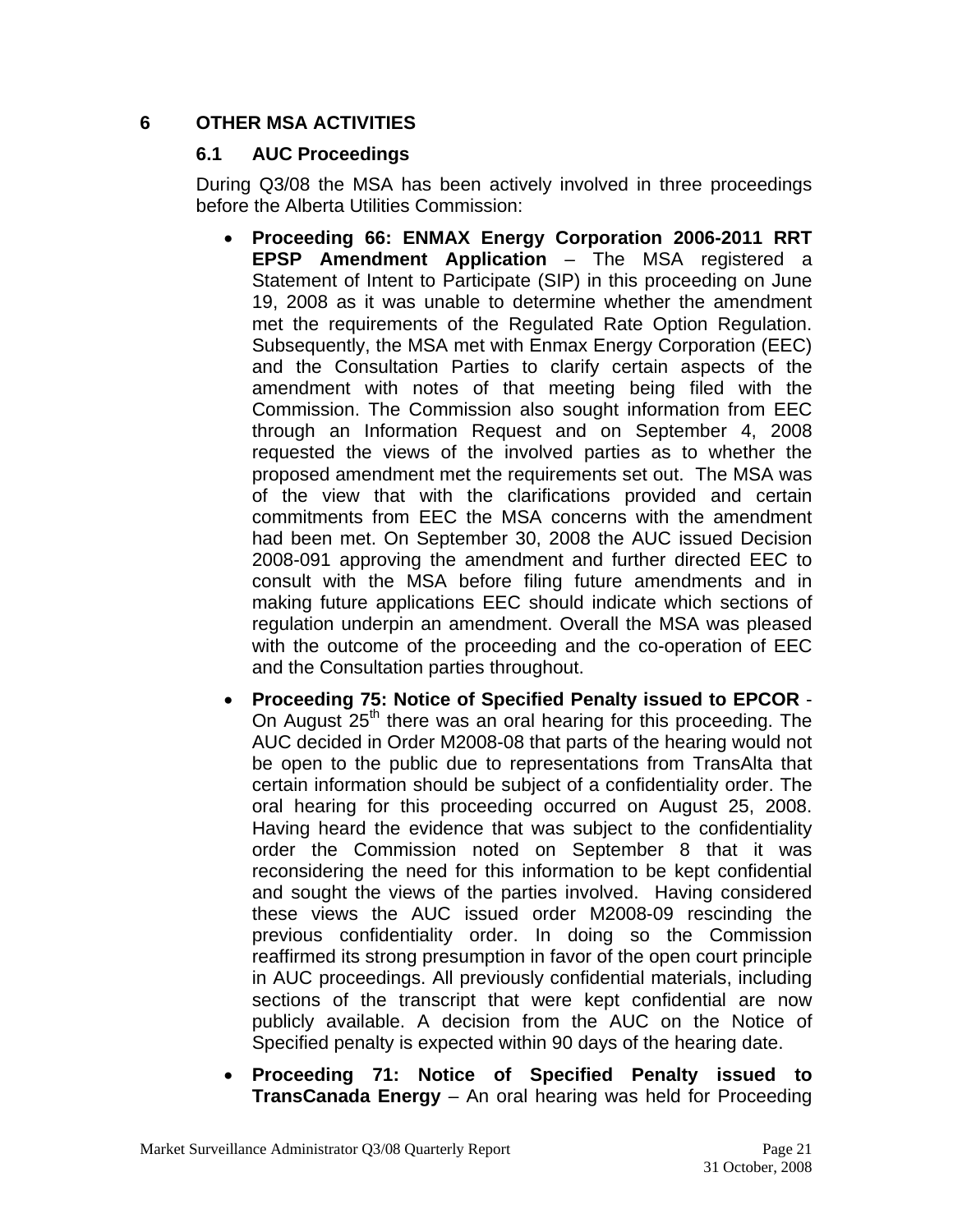# 6 OTHER MSA ACTIVITIES

## 6.1 AUC Proceedings

During Q3/08 the MSA has been actively involved in three proceedings before the Alberta Utilities Commission:

- **Proceeding 66: ENMAX Energy Corporation 2006-2011 RRT EPSP Amendment Application** – The MSA registered a Statement of Intent to Participate (SIP) in this proceeding on June 19, 2008 as it was unable to determine whether the amendment met the requirements of the Regulated Rate Option Regulation. Subsequently, the MSA met with Enmax Energy Corporation (EEC) and the Consultation Parties to clarify certain aspects of the amendment with notes of that meeting being filed with the Commission. The Commission also sought information from EEC through an Information Request and on September 4, 2008 requested the views of the involved parties as to whether the proposed amendment met the requirements set out. The MSA was of the view that with the clarifications provided and certain commitments from EEC the MSA concerns with the amendment had been met. On September 30, 2008 the AUC issued Decision 2008-091 approving the amendment and further directed EEC to consult with the MSA before filing future amendments and in making future applications EEC should indicate which sections of regulation underpin an amendment. Overall the MSA was pleased with the outcome of the proceeding and the co-operation of EEC and the Consultation parties throughout.

- **Proceeding 75: Notice of Specified Penalty issued to EPCOR** - On August 25th there was an oral hearing for this proceeding. The AUC decided in Order M2008-08 that parts of the hearing would not be open to the public due to representations from TransAlta that certain information should be subject of a confidentiality order. The oral hearing for this proceeding occurred on August 25, 2008. Having heard the evidence that was subject to the confidentiality order the Commission noted on September 8 that it was reconsidering the need for this information to be kept confidential and sought the views of the parties involved. Having considered these views the AUC issued order M2008-09 rescinding the previous confidentiality order. In doing so the Commission reaffirmed its strong presumption in favor of the open court principle in AUC proceedings. All previously confidential materials, including sections of the transcript that were kept confidential are now publicly available. A decision from the AUC on the Notice of Specified penalty is expected within 90 days of the hearing date.

- **Proceeding 71: Notice of Specified Penalty issued to TransCanada Energy** – An oral hearing was held for Proceeding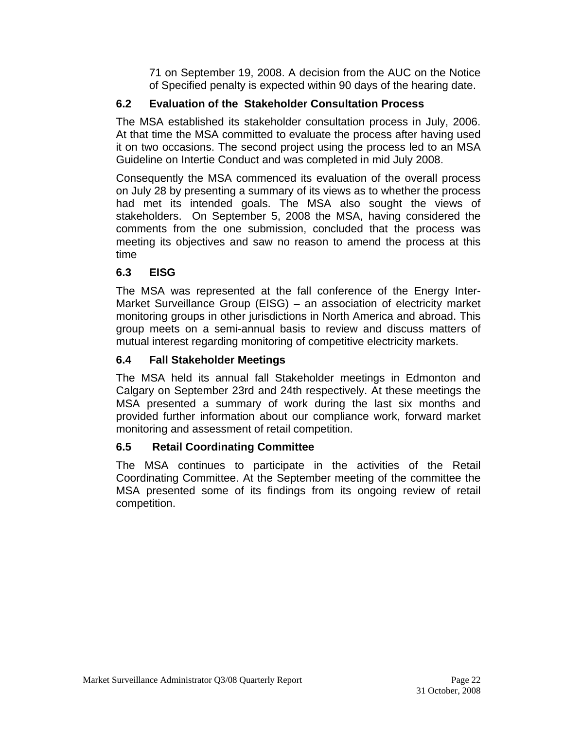71 on September 19, 2008. A decision from the AUC on the Notice of Specified penalty is expected within 90 days of the hearing date.

### 6.2 Evaluation of the Stakeholder Consultation Process

The MSA established its stakeholder consultation process in July, 2006. At that time the MSA committed to evaluate the process after having used it on two occasions. The second project using the process led to an MSA Guideline on Intertie Conduct and was completed in mid July 2008.

Consequently the MSA commenced its evaluation of the overall process on July 28 by presenting a summary of its views as to whether the process had met its intended goals. The MSA also sought the views of stakeholders. On September 5, 2008 the MSA, having considered the comments from the one submission, concluded that the process was meeting its objectives and saw no reason to amend the process at this time

### 6.3 EISG

The MSA was represented at the fall conference of the Energy Inter-Market Surveillance Group (EISG) – an association of electricity market monitoring groups in other jurisdictions in North America and abroad. This group meets on a semi-annual basis to review and discuss matters of mutual interest regarding monitoring of competitive electricity markets.

### 6.4 Fall Stakeholder Meetings

The MSA held its annual fall Stakeholder meetings in Edmonton and Calgary on September 23rd and 24th respectively. At these meetings the MSA presented a summary of work during the last six months and provided further information about our compliance work, forward market monitoring and assessment of retail competition.

### 6.5 Retail Coordinating Committee

The MSA continues to participate in the activities of the Retail Coordinating Committee. At the September meeting of the committee the MSA presented some of its findings from its ongoing review of retail competition.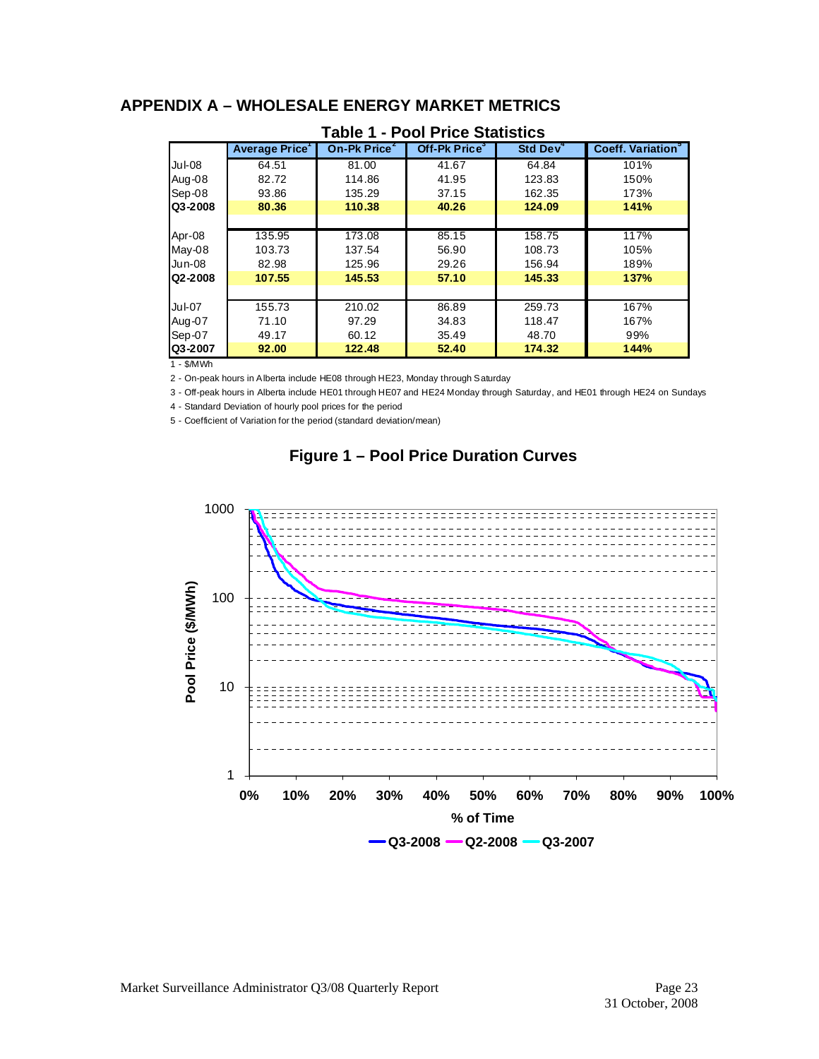# APPENDIX A – WHOLESALE ENERGY MARKET METRICS

**Table 1 - Pool Price Statistics**

| | Average Price[1] | On-Pk Price[2] | Off-Pk Price[3] | Std Dev[4] | Coeff. Variation[5] |
|---|---|---|---|---|---|
| Jul-08 | 64.51 | 81.00 | 41.67 | 64.84 | 101% |
| Aug-08 | 82.72 | 114.86 | 41.95 | 123.83 | 150% |
| Sep-08 | 93.86 | 135.29 | 37.15 | 162.35 | 173% |
| **Q3-2008** | **80.36** | **110.38** | **40.26** | **124.09** | **141%** |
| | | | | | |
| Apr-08 | 135.95 | 173.08 | 85.15 | 158.75 | 117% |
| May-08 | 103.73 | 137.54 | 56.90 | 108.73 | 105% |
| Jun-08 | 82.98 | 125.96 | 29.26 | 156.94 | 189% |
| **Q2-2008** | **107.55** | **145.53** | **57.10** | **145.33** | **137%** |
| | | | | | |
| Jul-07 | 155.73 | 210.02 | 86.89 | 259.73 | 167% |
| Aug-07 | 71.10 | 97.29 | 34.83 | 118.47 | 167% |
| Sep-07 | 49.17 | 60.12 | 35.49 | 48.70 | 99% |
| **Q3-2007** | **92.00** | **122.48** | **52.40** | **174.32** | **144%** |

1 - $/MWh

2 - On-peak hours in Alberta include HE08 through HE23, Monday through Saturday

3 - Off-peak hours in Alberta include HE01 through HE07 and HE24 Monday through Saturday, and HE01 through HE24 on Sundays

4 - Standard Deviation of hourly pool prices for the period

5 - Coefficient of Variation for the period (standard deviation/mean)

**Figure 1 – Pool Price Duration Curves**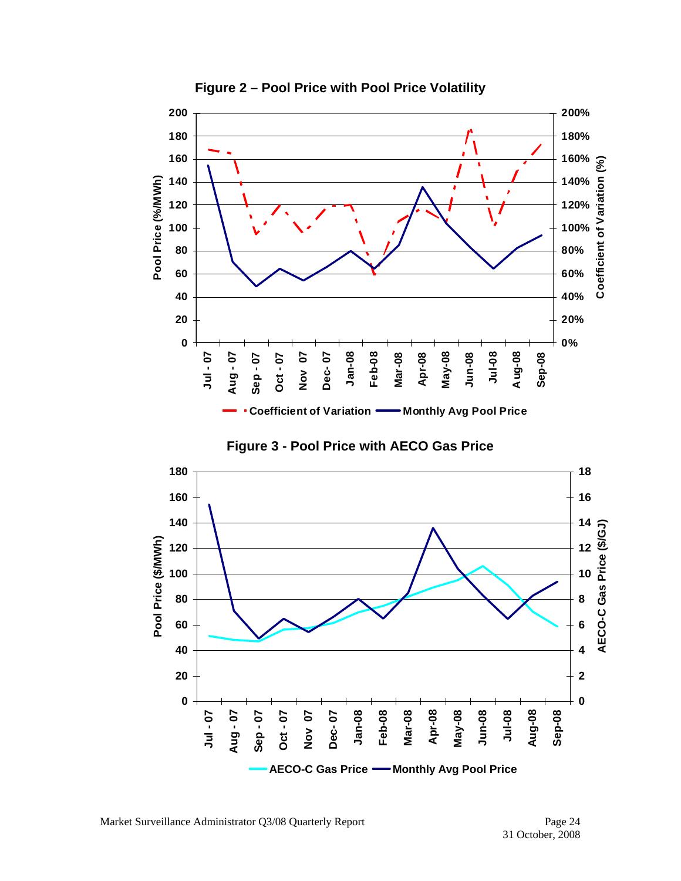**Figure 2 – Pool Price with Pool Price Volatility**

**Figure 3 - Pool Price with AECO Gas Price**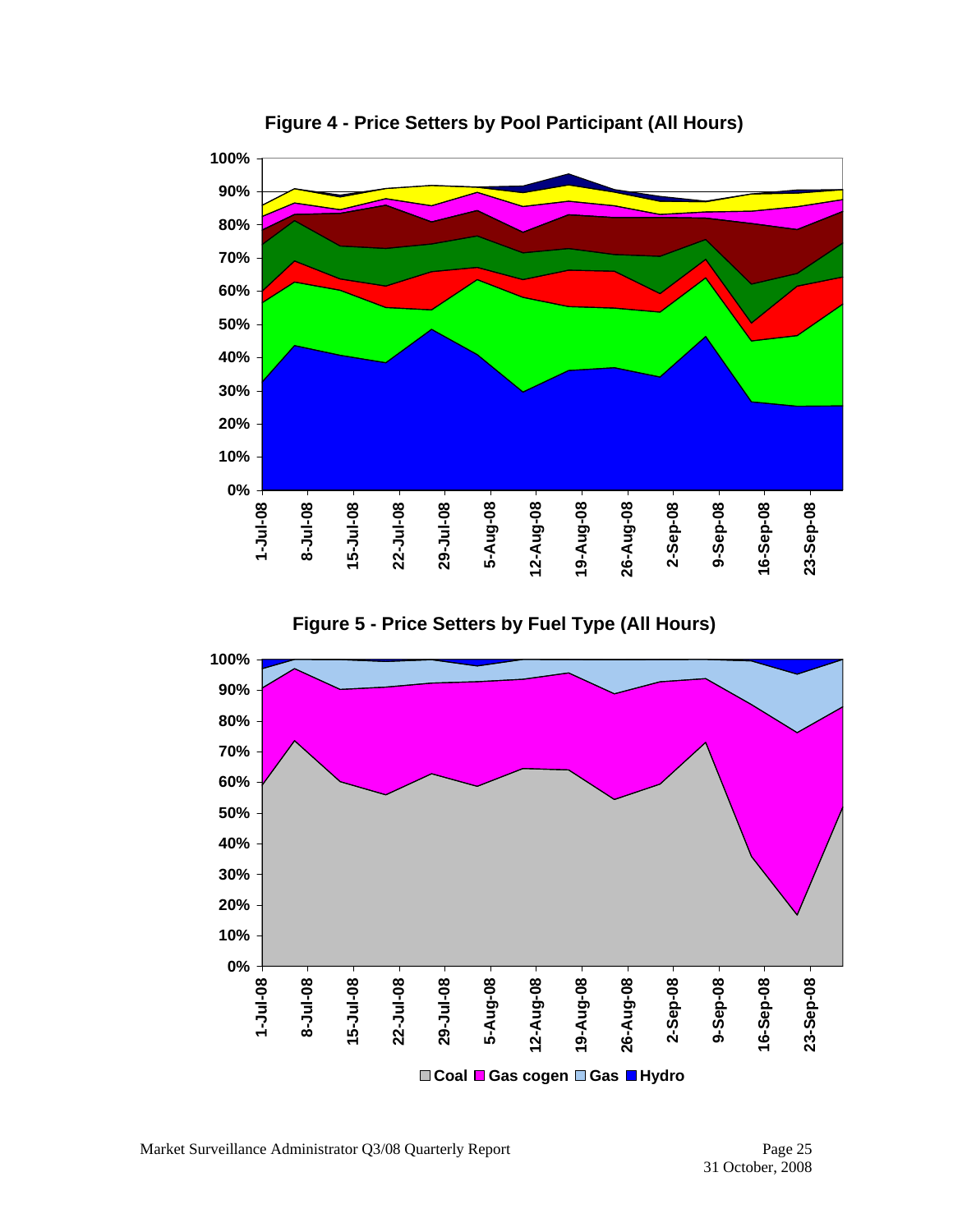**Figure 4 - Price Setters by Pool Participant (All Hours)**

**Figure 5 - Price Setters by Fuel Type (All Hours)**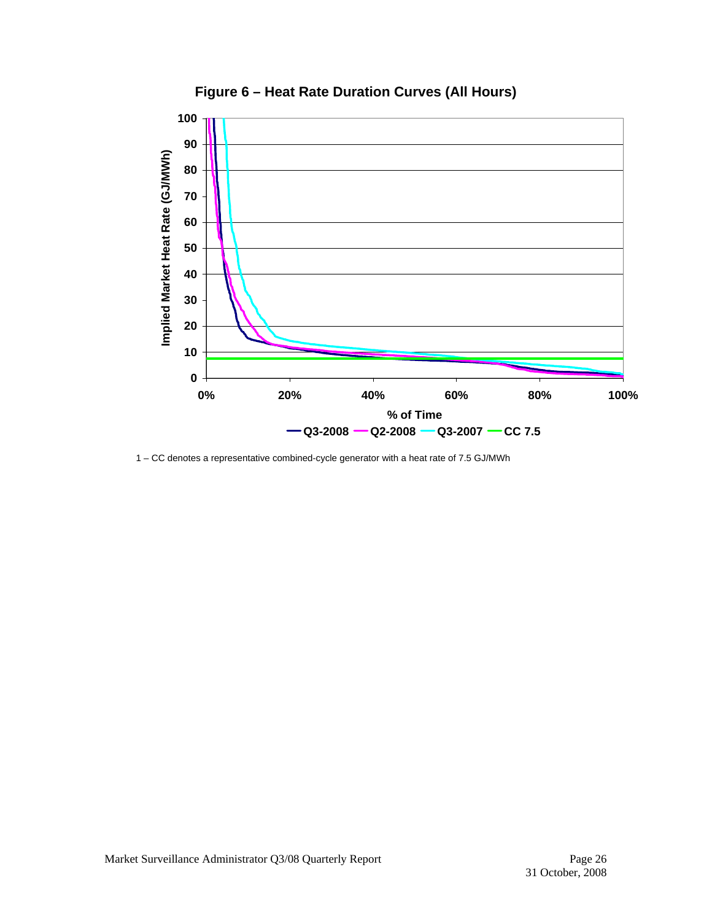**Figure 6 – Heat Rate Duration Curves (All Hours)**

1 – CC denotes a representative combined-cycle generator with a heat rate of 7.5 GJ/MWh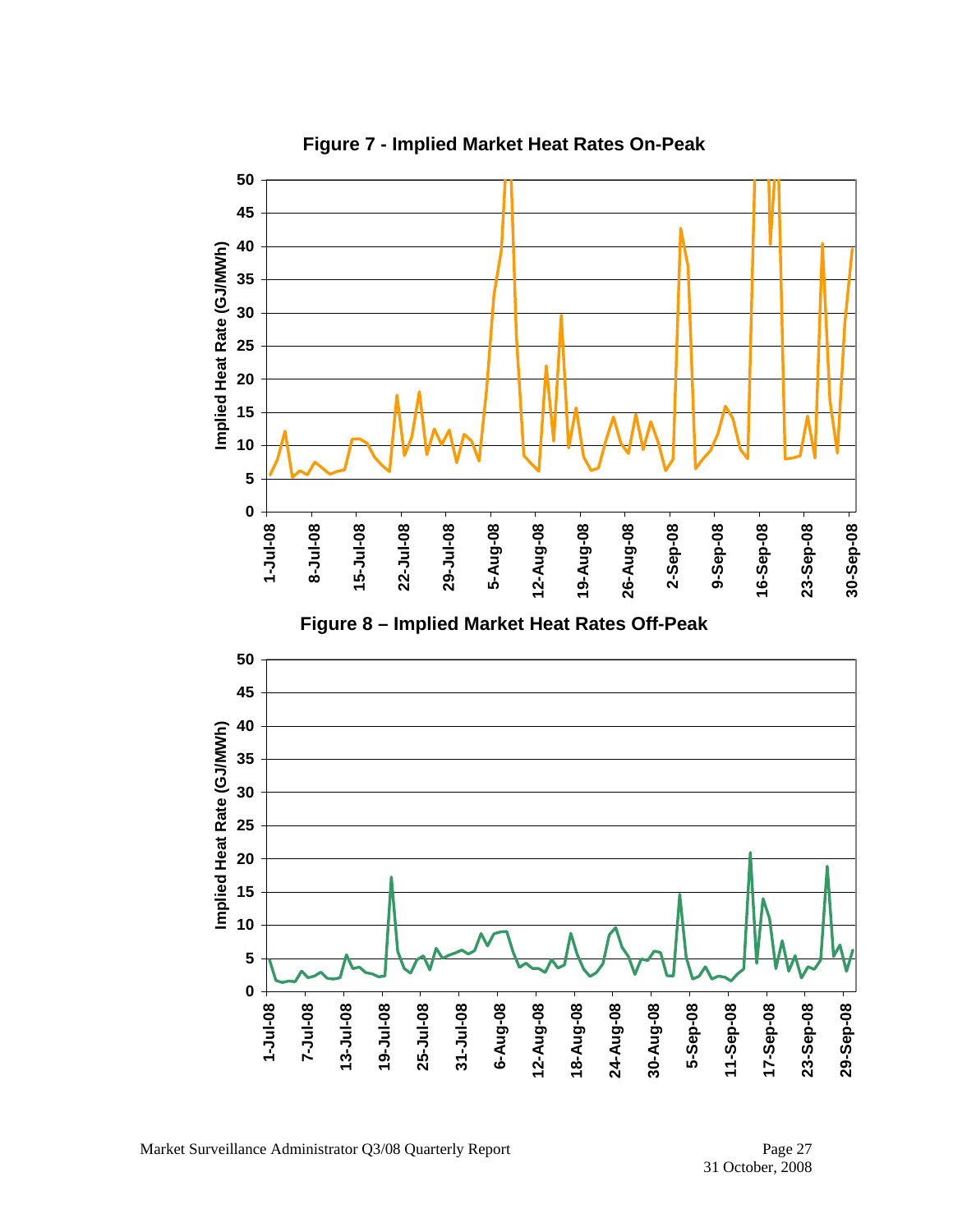**Figure 7 - Implied Market Heat Rates On-Peak**

**Figure 8 – Implied Market Heat Rates Off-Peak**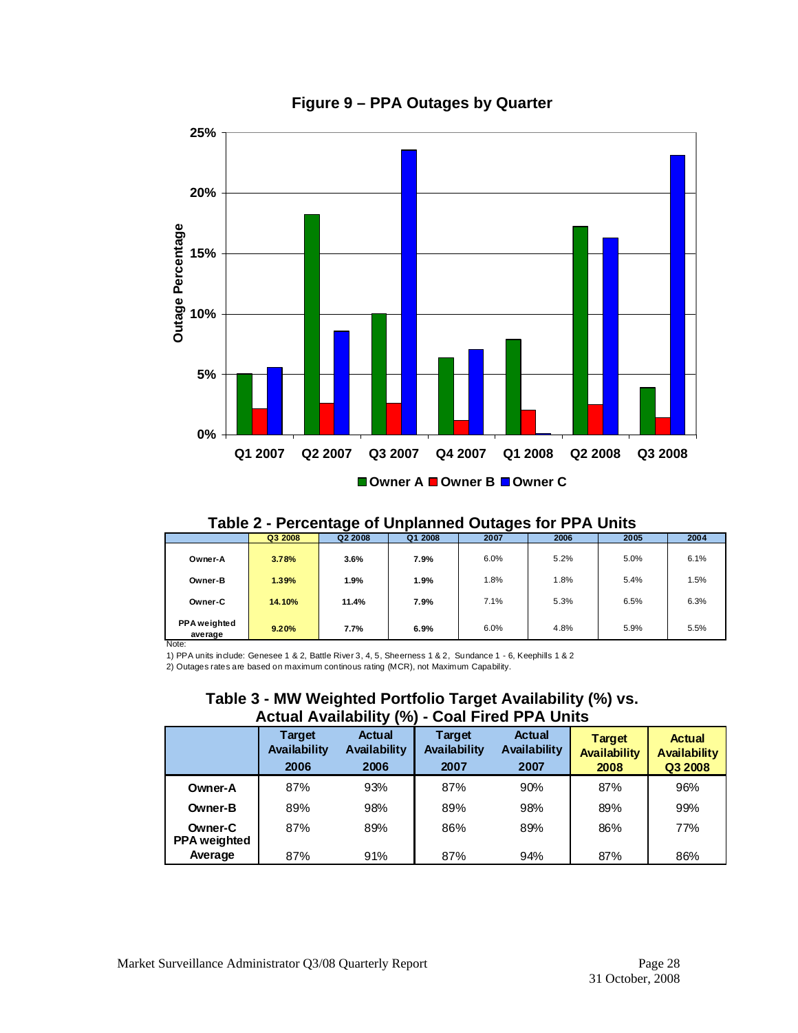**Figure 9 – PPA Outages by Quarter**

**Table 2 - Percentage of Unplanned Outages for PPA Units**

| | Q3 2008 | Q2 2008 | Q1 2008 | 2007 | 2006 | 2005 | 2004 |
|---|---|---|---|---|---|---|---|
| Owner-A | 3.78% | 3.6% | 7.9% | 6.0% | 5.2% | 5.0% | 6.1% |
| Owner-B | 1.39% | 1.9% | 1.9% | 1.8% | 1.8% | 5.4% | 1.5% |
| Owner-C | 14.10% | 11.4% | 7.9% | 7.1% | 5.3% | 6.5% | 6.3% |
| PPA weighted average | 9.20% | 7.7% | 6.9% | 6.0% | 4.8% | 5.9% | 5.5% |

Note:

1) PPA units include: Genesee 1 & 2, Battle River 3, 4, 5, Sheerness 1 & 2, Sundance 1 - 6, Keephills 1 & 2

2) Outages rates are based on maximum continous rating (MCR), not Maximum Capability.

**Table 3 - MW Weighted Portfolio Target Availability (%) vs. Actual Availability (%) - Coal Fired PPA Units**

| | Target Availability 2006 | Actual Availability 2006 | Target Availability 2007 | Actual Availability 2007 | Target Availability 2008 | Actual Availability Q3 2008 |
|---|---|---|---|---|---|---|
| Owner-A | 87% | 93% | 87% | 90% | 87% | 96% |
| Owner-B | 89% | 98% | 89% | 98% | 89% | 99% |
| Owner-C | 87% | 89% | 86% | 89% | 86% | 77% |
| PPA weighted Average | 87% | 91% | 87% | 94% | 87% | 86% |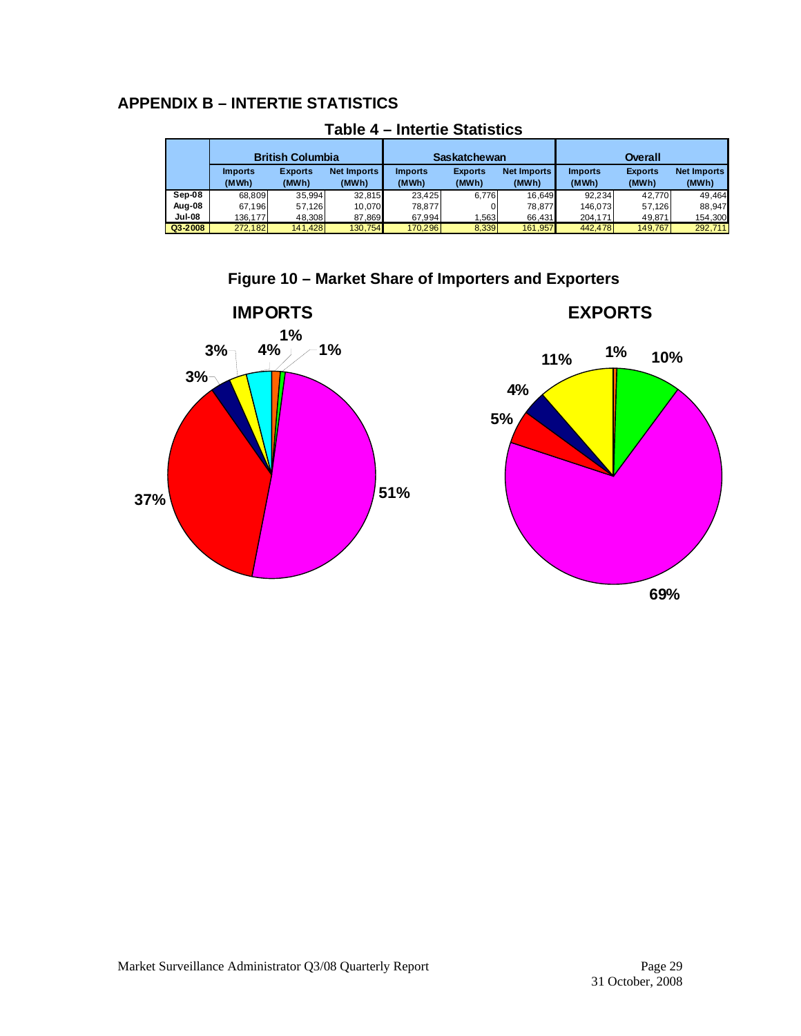## APPENDIX B – INTERTIE STATISTICS

**Table 4 – Intertie Statistics**

| | British Columbia | | | Saskatchewan | | | Overall | | |
|---|---|---|---|---|---|---|---|---|---|
| | Imports (MWh) | Exports (MWh) | Net Imports (MWh) | Imports (MWh) | Exports (MWh) | Net Imports (MWh) | Imports (MWh) | Exports (MWh) | Net Imports (MWh) |
| Sep-08 | 68,809 | 35,994 | 32,815 | 23,425 | 6,776 | 16,649 | 92,234 | 42,770 | 49,464 |
| Aug-08 | 67,196 | 57,126 | 10,070 | 78,877 | 0 | 78,877 | 146,073 | 57,126 | 88,947 |
| Jul-08 | 136,177 | 48,308 | 87,869 | 67,994 | 1,563 | 66,431 | 204,171 | 49,871 | 154,300 |
| Q3-2008 | 272,182 | 141,428 | 130,754 | 170,296 | 8,339 | 161,957 | 442,478 | 149,767 | 292,711 |

**Figure 10 – Market Share of Importers and Exporters**

**IMPORTS**

51%, 37%, 3%, 3%, 4%, 1%, 1%

**EXPORTS**

69%, 10%, 1%, 11%, 4%, 5%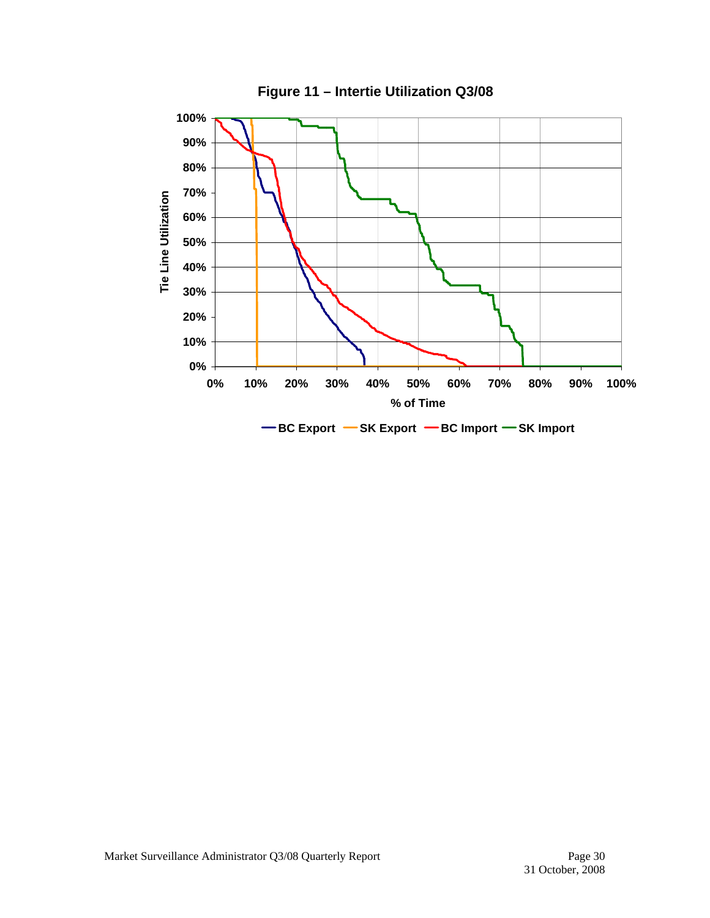**Figure 11 – Intertie Utilization Q3/08**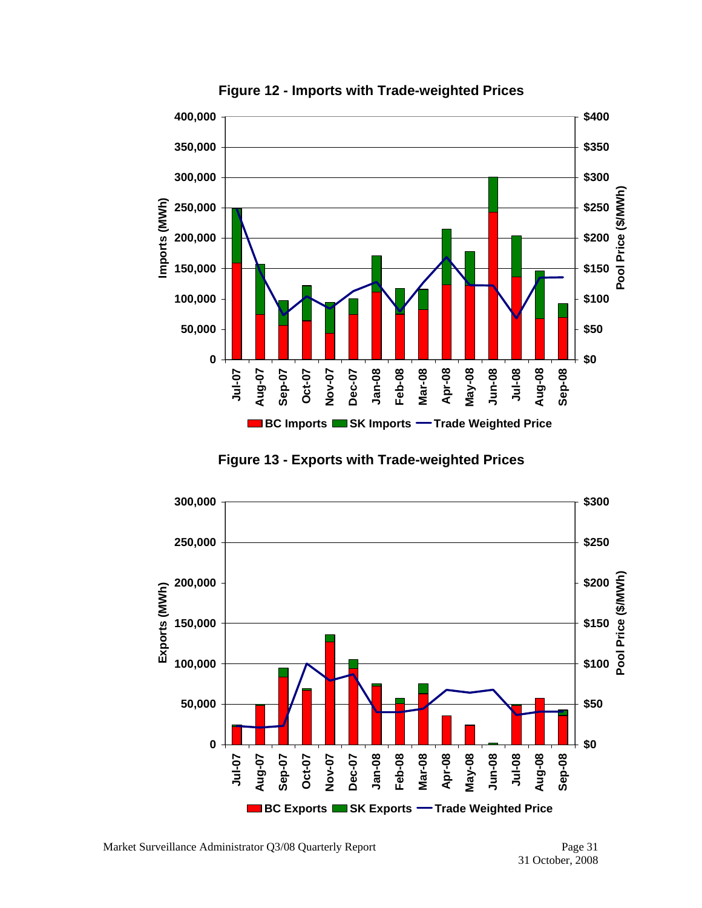**Figure 12 - Imports with Trade-weighted Prices**

**Figure 13 - Exports with Trade-weighted Prices**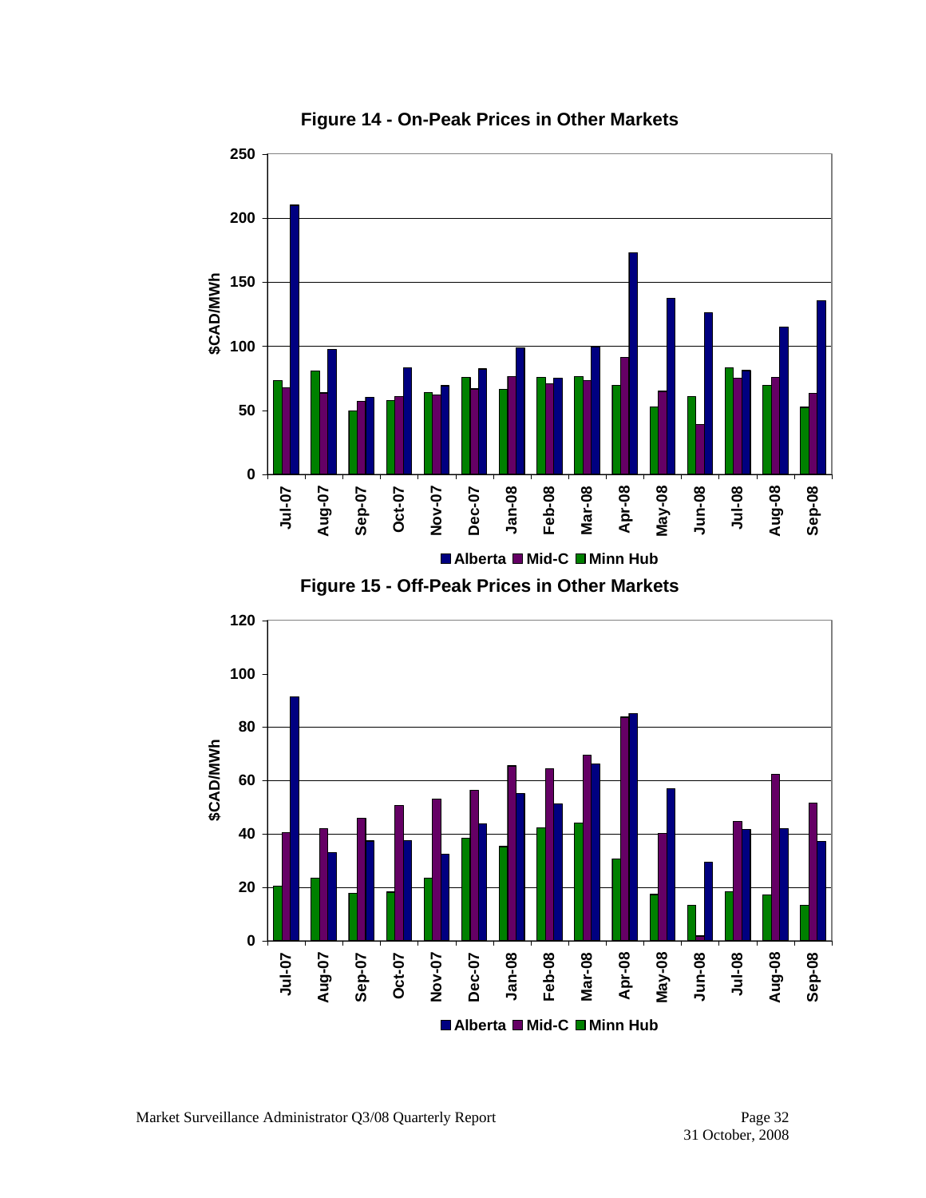**Figure 14 - On-Peak Prices in Other Markets**

**Figure 15 - Off-Peak Prices in Other Markets**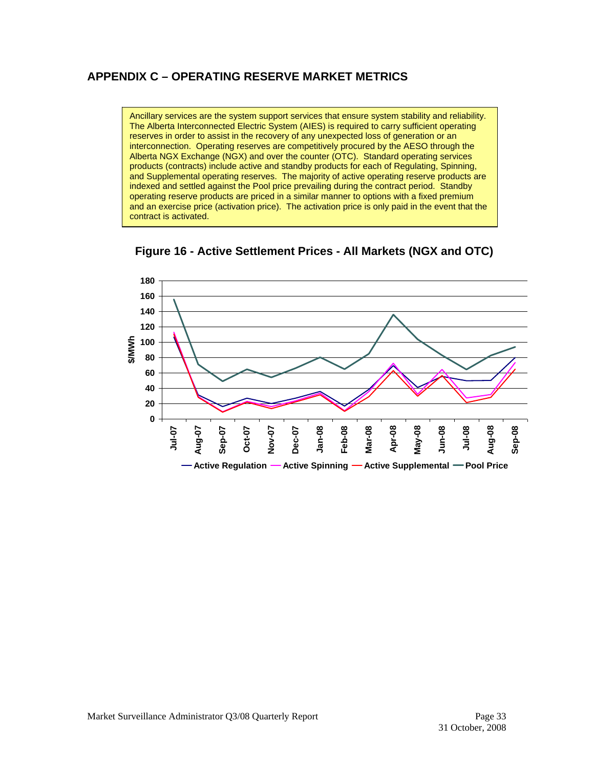## APPENDIX C – OPERATING RESERVE MARKET METRICS

> Ancillary services are the system support services that ensure system stability and reliability. The Alberta Interconnected Electric System (AIES) is required to carry sufficient operating reserves in order to assist in the recovery of any unexpected loss of generation or an interconnection. Operating reserves are competitively procured by the AESO through the Alberta NGX Exchange (NGX) and over the counter (OTC). Standard operating services products (contracts) include active and standby products for each of Regulating, Spinning, and Supplemental operating reserves. The majority of active operating reserve products are indexed and settled against the Pool price prevailing during the contract period. Standby operating reserve products are priced in a similar manner to options with a fixed premium and an exercise price (activation price). The activation price is only paid in the event that the contract is activated.

**Figure 16 - Active Settlement Prices - All Markets (NGX and OTC)**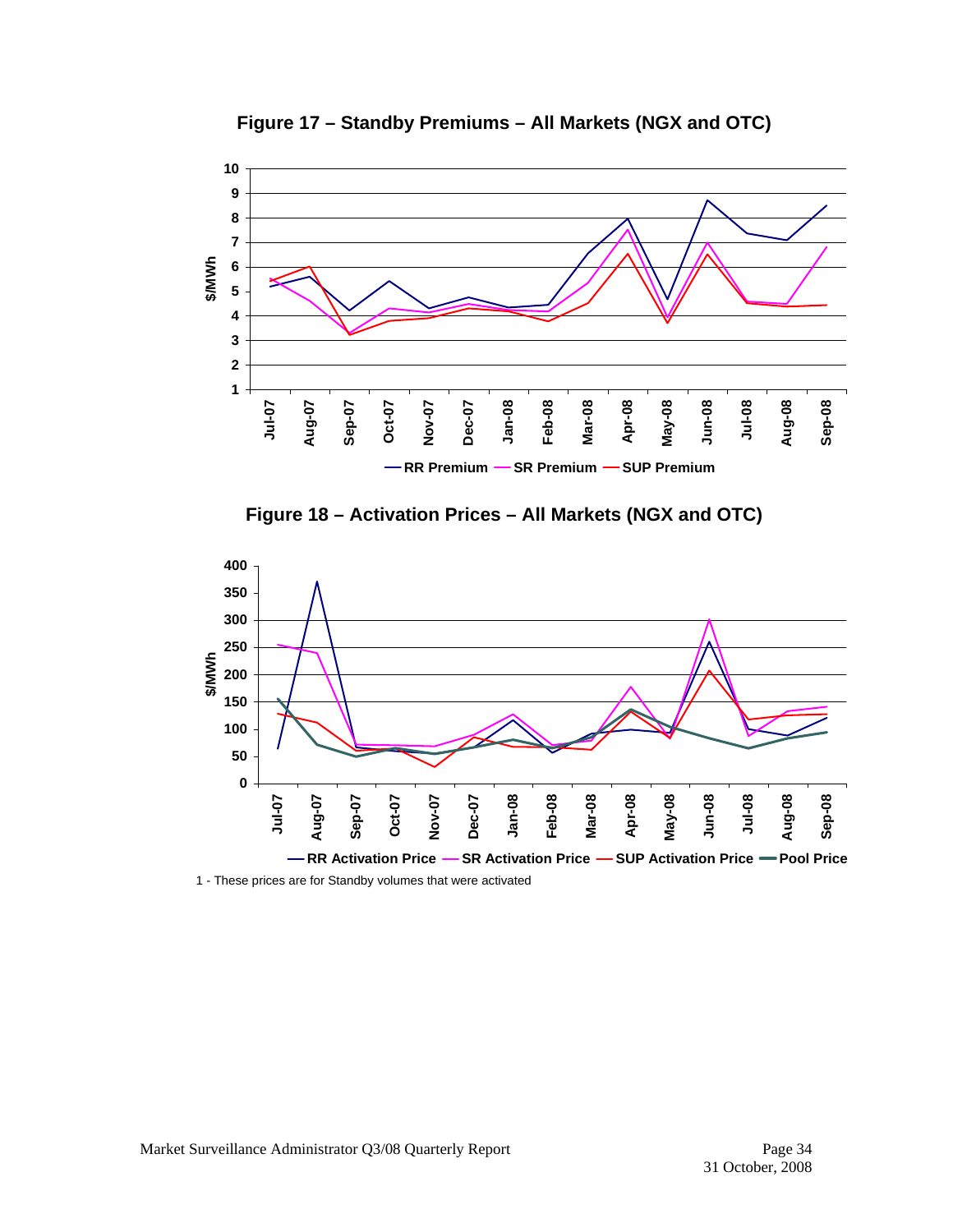**Figure 17 – Standby Premiums – All Markets (NGX and OTC)**

**Figure 18 – Activation Prices – All Markets (NGX and OTC)**

1 - These prices are for Standby volumes that were activated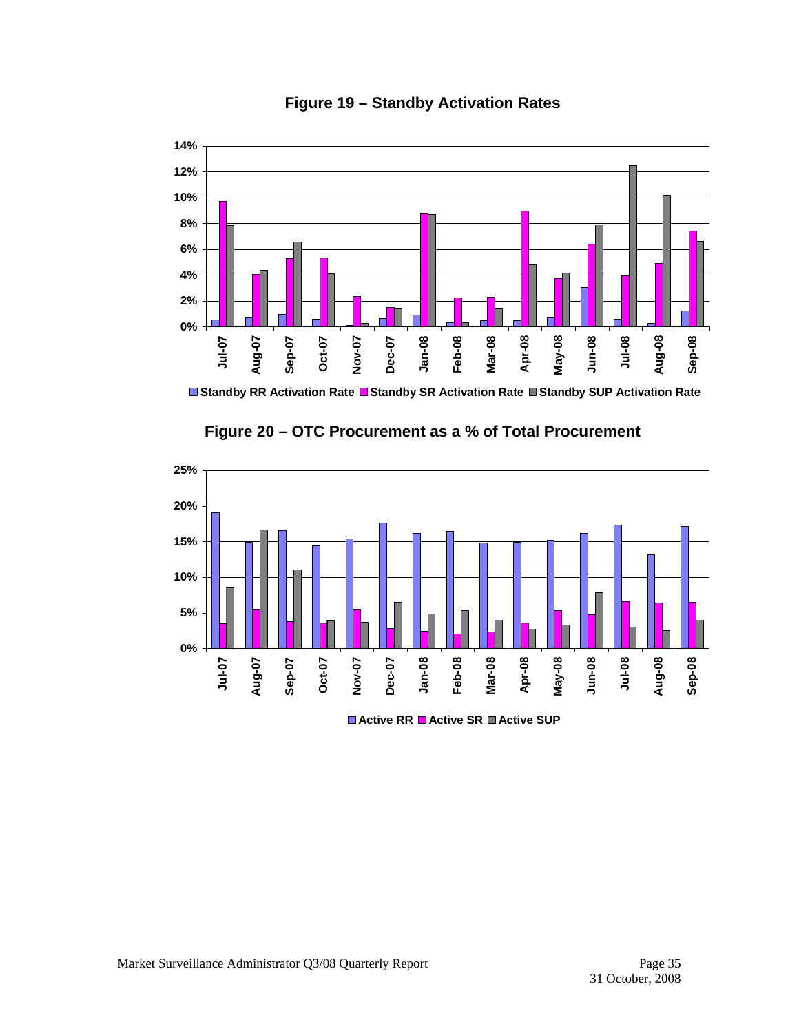## Figure 19 – Standby Activation Rates

## Figure 20 – OTC Procurement as a % of Total Procurement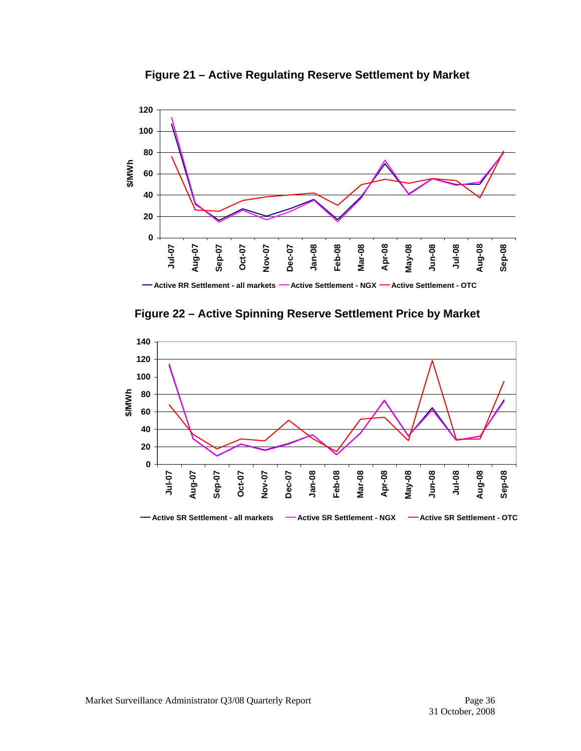**Figure 21 – Active Regulating Reserve Settlement by Market**

**Figure 22 – Active Spinning Reserve Settlement Price by Market**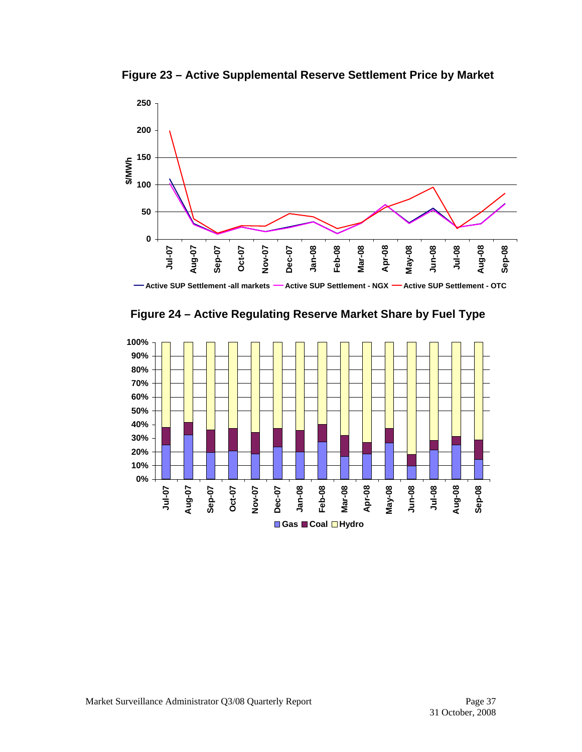**Figure 23 – Active Supplemental Reserve Settlement Price by Market**

**Figure 24 – Active Regulating Reserve Market Share by Fuel Type**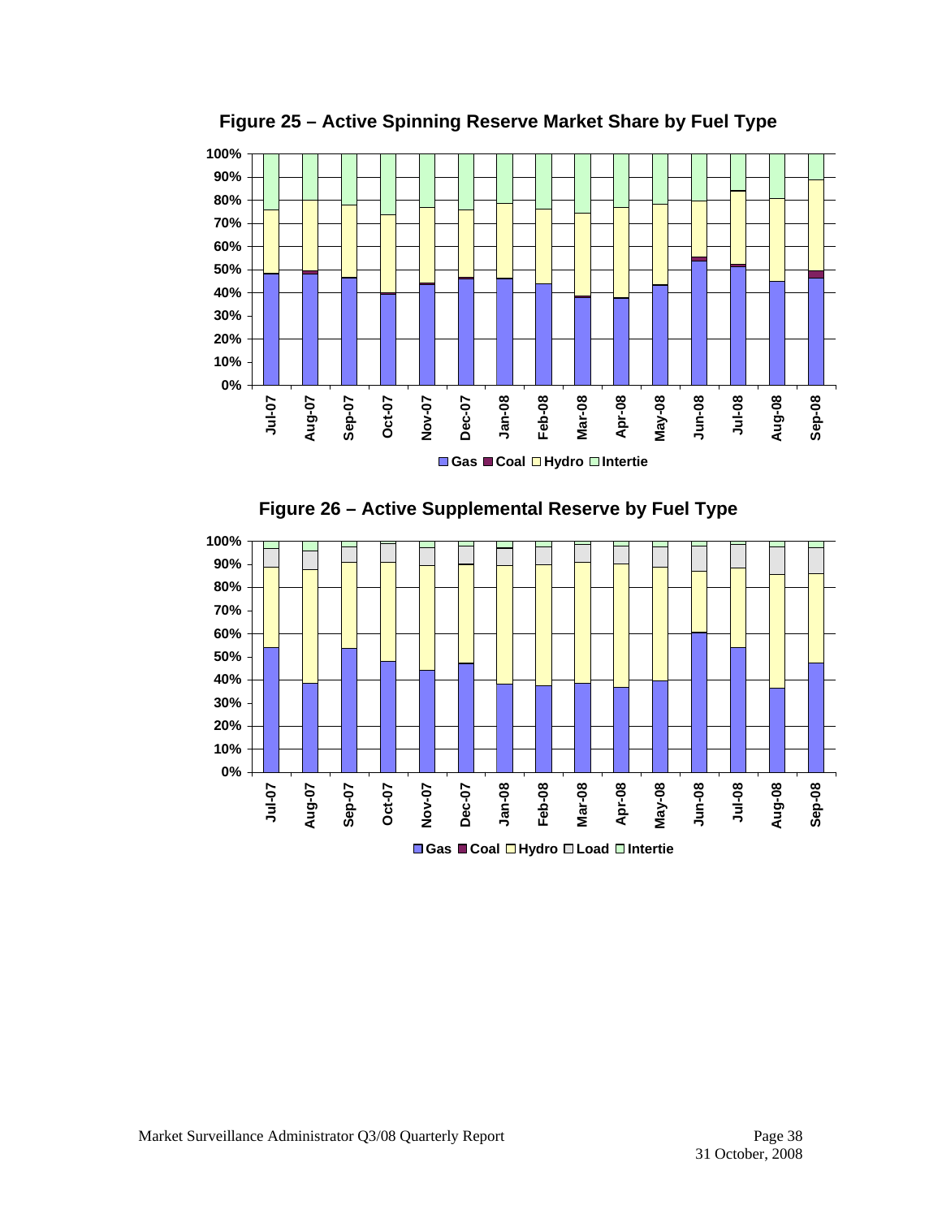**Figure 25 – Active Spinning Reserve Market Share by Fuel Type**

100%
90%
80%
70%
60%
50%
40%
30%
20%
10%
0%

Jul-07 Aug-07 Sep-07 Oct-07 Nov-07 Dec-07 Jan-08 Feb-08 Mar-08 Apr-08 May-08 Jun-08 Jul-08 Aug-08 Sep-08

Gas Coal Hydro Intertie

**Figure 26 – Active Supplemental Reserve by Fuel Type**

100%
90%
80%
70%
60%
50%
40%
30%
20%
10%
0%

Jul-07 Aug-07 Sep-07 Oct-07 Nov-07 Dec-07 Jan-08 Feb-08 Mar-08 Apr-08 May-08 Jun-08 Jul-08 Aug-08 Sep-08

Gas Coal Hydro Load Intertie